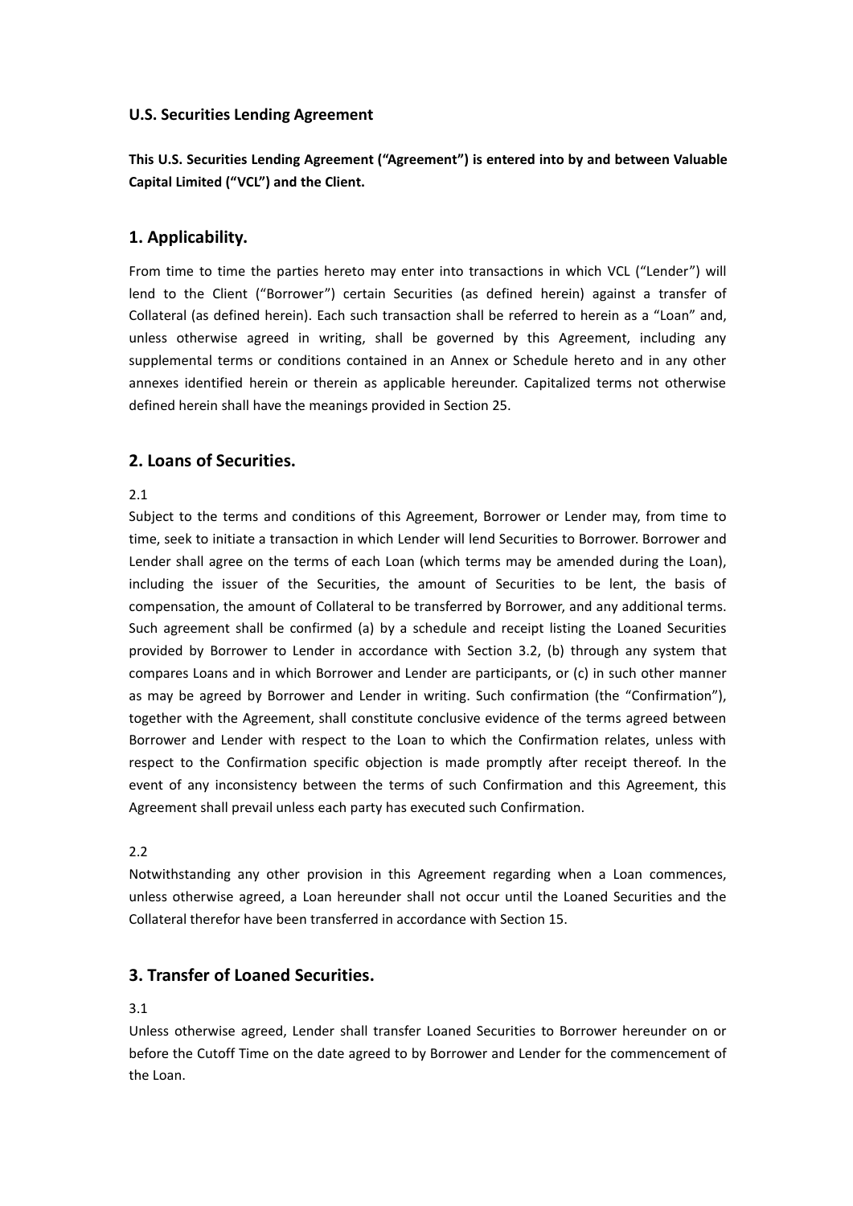**U.S. Securities Lending Agreement**

**This U.S. Securities Lending Agreement ("Agreement") is entered into by and between Valuable Capital Limited ("VCL") and the Client.**

## 1. Applicability.

From time to time the parties hereto may enter into transactions in which VCL ("Lender") will lend to the Client ("Borrower") certain Securities (as defined herein) against a transfer of Collateral (as defined herein). Each such transaction shall be referred to herein as a "Loan" and, unless otherwise agreed in writing, shall be governed by this Agreement, including any supplemental terms or conditions contained in an Annex or Schedule hereto and in any other annexes identified herein or therein as applicable hereunder. Capitalized terms not otherwise defined herein shall have the meanings provided in Section 25.

## 2. Loans of Securities.

2.1

Subject to the terms and conditions of this Agreement, Borrower or Lender may, from time to time, seek to initiate a transaction in which Lender will lend Securities to Borrower. Borrower and Lender shall agree on the terms of each Loan (which terms may be amended during the Loan), including the issuer of the Securities, the amount of Securities to be lent, the basis of compensation, the amount of Collateral to be transferred by Borrower, and any additional terms. Such agreement shall be confirmed (a) by a schedule and receipt listing the Loaned Securities provided by Borrower to Lender in accordance with Section 3.2, (b) through any system that compares Loans and in which Borrower and Lender are participants, or (c) in such other manner as may be agreed by Borrower and Lender in writing. Such confirmation (the "Confirmation"), together with the Agreement, shall constitute conclusive evidence of the terms agreed between Borrower and Lender with respect to the Loan to which the Confirmation relates, unless with respect to the Confirmation specific objection is made promptly after receipt thereof. In the event of any inconsistency between the terms of such Confirmation and this Agreement, this Agreement shall prevail unless each party has executed such Confirmation.

2.2

Notwithstanding any other provision in this Agreement regarding when a Loan commences, unless otherwise agreed, a Loan hereunder shall not occur until the Loaned Securities and the Collateral therefor have been transferred in accordance with Section 15.

## 3. Transfer of Loaned Securities.

3.1

Unless otherwise agreed, Lender shall transfer Loaned Securities to Borrower hereunder on or before the Cutoff Time on the date agreed to by Borrower and Lender for the commencement of the Loan.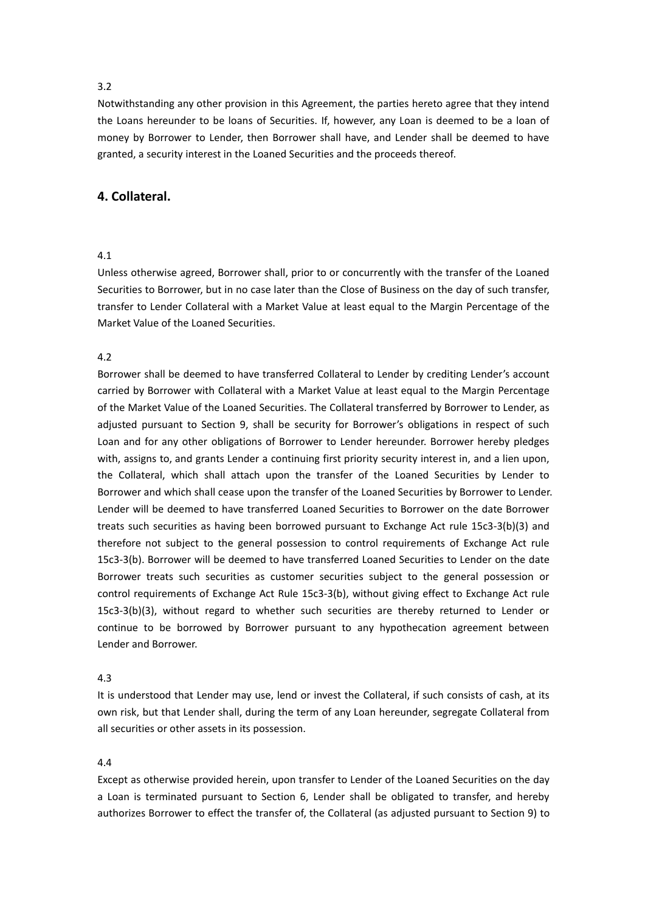3.2

Notwithstanding any other provision in this Agreement, the parties hereto agree that they intend the Loans hereunder to be loans of Securities. If, however, any Loan is deemed to be a loan of money by Borrower to Lender, then Borrower shall have, and Lender shall be deemed to have granted, a security interest in the Loaned Securities and the proceeds thereof.

## 4. Collateral.

4.1

Unless otherwise agreed, Borrower shall, prior to or concurrently with the transfer of the Loaned Securities to Borrower, but in no case later than the Close of Business on the day of such transfer, transfer to Lender Collateral with a Market Value at least equal to the Margin Percentage of the Market Value of the Loaned Securities.

4.2

Borrower shall be deemed to have transferred Collateral to Lender by crediting Lender's account carried by Borrower with Collateral with a Market Value at least equal to the Margin Percentage of the Market Value of the Loaned Securities. The Collateral transferred by Borrower to Lender, as adjusted pursuant to Section 9, shall be security for Borrower's obligations in respect of such Loan and for any other obligations of Borrower to Lender hereunder. Borrower hereby pledges with, assigns to, and grants Lender a continuing first priority security interest in, and a lien upon, the Collateral, which shall attach upon the transfer of the Loaned Securities by Lender to Borrower and which shall cease upon the transfer of the Loaned Securities by Borrower to Lender. Lender will be deemed to have transferred Loaned Securities to Borrower on the date Borrower treats such securities as having been borrowed pursuant to Exchange Act rule 15c3-3(b)(3) and therefore not subject to the general possession to control requirements of Exchange Act rule 15c3-3(b). Borrower will be deemed to have transferred Loaned Securities to Lender on the date Borrower treats such securities as customer securities subject to the general possession or control requirements of Exchange Act Rule 15c3-3(b), without giving effect to Exchange Act rule 15c3-3(b)(3), without regard to whether such securities are thereby returned to Lender or continue to be borrowed by Borrower pursuant to any hypothecation agreement between Lender and Borrower.

4.3

It is understood that Lender may use, lend or invest the Collateral, if such consists of cash, at its own risk, but that Lender shall, during the term of any Loan hereunder, segregate Collateral from all securities or other assets in its possession.

4.4

Except as otherwise provided herein, upon transfer to Lender of the Loaned Securities on the day a Loan is terminated pursuant to Section 6, Lender shall be obligated to transfer, and hereby authorizes Borrower to effect the transfer of, the Collateral (as adjusted pursuant to Section 9) to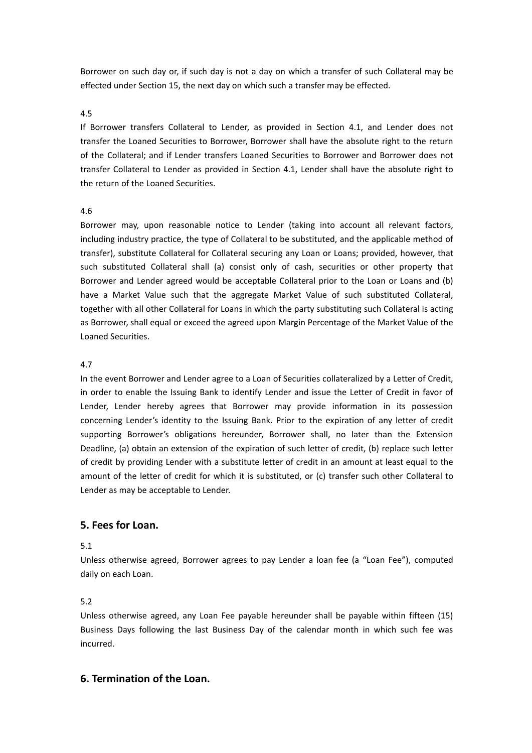Borrower on such day or, if such day is not a day on which a transfer of such Collateral may be effected under Section 15, the next day on which such a transfer may be effected.

4.5

If Borrower transfers Collateral to Lender, as provided in Section 4.1, and Lender does not transfer the Loaned Securities to Borrower, Borrower shall have the absolute right to the return of the Collateral; and if Lender transfers Loaned Securities to Borrower and Borrower does not transfer Collateral to Lender as provided in Section 4.1, Lender shall have the absolute right to the return of the Loaned Securities.

4.6

Borrower may, upon reasonable notice to Lender (taking into account all relevant factors, including industry practice, the type of Collateral to be substituted, and the applicable method of transfer), substitute Collateral for Collateral securing any Loan or Loans; provided, however, that such substituted Collateral shall (a) consist only of cash, securities or other property that Borrower and Lender agreed would be acceptable Collateral prior to the Loan or Loans and (b) have a Market Value such that the aggregate Market Value of such substituted Collateral, together with all other Collateral for Loans in which the party substituting such Collateral is acting as Borrower, shall equal or exceed the agreed upon Margin Percentage of the Market Value of the Loaned Securities.

4.7

In the event Borrower and Lender agree to a Loan of Securities collateralized by a Letter of Credit, in order to enable the Issuing Bank to identify Lender and issue the Letter of Credit in favor of Lender, Lender hereby agrees that Borrower may provide information in its possession concerning Lender's identity to the Issuing Bank. Prior to the expiration of any letter of credit supporting Borrower's obligations hereunder, Borrower shall, no later than the Extension Deadline, (a) obtain an extension of the expiration of such letter of credit, (b) replace such letter of credit by providing Lender with a substitute letter of credit in an amount at least equal to the amount of the letter of credit for which it is substituted, or (c) transfer such other Collateral to Lender as may be acceptable to Lender.

## 5. Fees for Loan.

5.1

Unless otherwise agreed, Borrower agrees to pay Lender a loan fee (a "Loan Fee"), computed daily on each Loan.

5.2

Unless otherwise agreed, any Loan Fee payable hereunder shall be payable within fifteen (15) Business Days following the last Business Day of the calendar month in which such fee was incurred.

## 6. Termination of the Loan.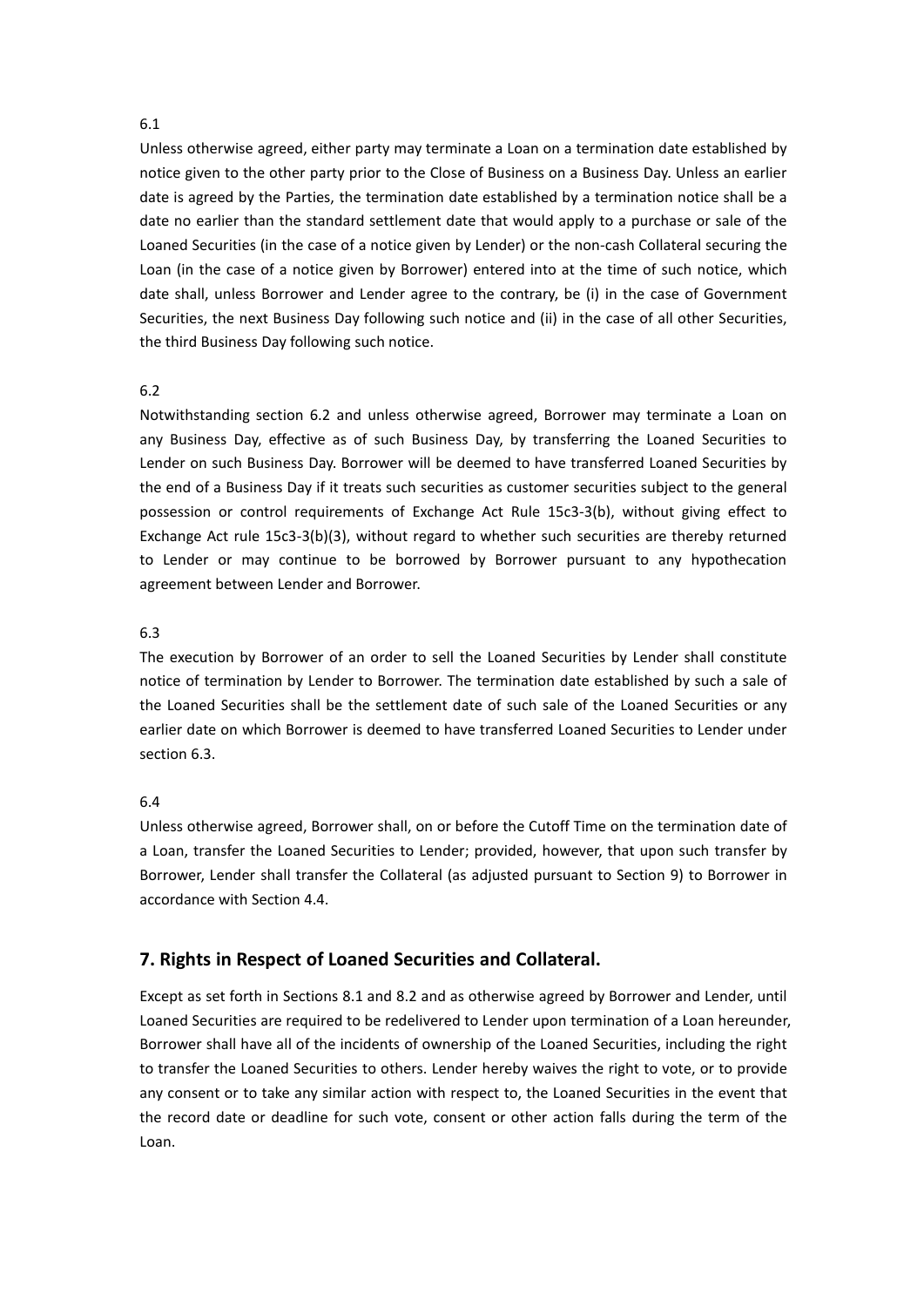6.1

Unless otherwise agreed, either party may terminate a Loan on a termination date established by notice given to the other party prior to the Close of Business on a Business Day. Unless an earlier date is agreed by the Parties, the termination date established by a termination notice shall be a date no earlier than the standard settlement date that would apply to a purchase or sale of the Loaned Securities (in the case of a notice given by Lender) or the non-cash Collateral securing the Loan (in the case of a notice given by Borrower) entered into at the time of such notice, which date shall, unless Borrower and Lender agree to the contrary, be (i) in the case of Government Securities, the next Business Day following such notice and (ii) in the case of all other Securities, the third Business Day following such notice.

6.2

Notwithstanding section 6.2 and unless otherwise agreed, Borrower may terminate a Loan on any Business Day, effective as of such Business Day, by transferring the Loaned Securities to Lender on such Business Day. Borrower will be deemed to have transferred Loaned Securities by the end of a Business Day if it treats such securities as customer securities subject to the general possession or control requirements of Exchange Act Rule 15c3-3(b), without giving effect to Exchange Act rule 15c3-3(b)(3), without regard to whether such securities are thereby returned to Lender or may continue to be borrowed by Borrower pursuant to any hypothecation agreement between Lender and Borrower.

6.3

The execution by Borrower of an order to sell the Loaned Securities by Lender shall constitute notice of termination by Lender to Borrower. The termination date established by such a sale of the Loaned Securities shall be the settlement date of such sale of the Loaned Securities or any earlier date on which Borrower is deemed to have transferred Loaned Securities to Lender under section 6.3.

6.4

Unless otherwise agreed, Borrower shall, on or before the Cutoff Time on the termination date of a Loan, transfer the Loaned Securities to Lender; provided, however, that upon such transfer by Borrower, Lender shall transfer the Collateral (as adjusted pursuant to Section 9) to Borrower in accordance with Section 4.4.

## 7. Rights in Respect of Loaned Securities and Collateral.

Except as set forth in Sections 8.1 and 8.2 and as otherwise agreed by Borrower and Lender, until Loaned Securities are required to be redelivered to Lender upon termination of a Loan hereunder, Borrower shall have all of the incidents of ownership of the Loaned Securities, including the right to transfer the Loaned Securities to others. Lender hereby waives the right to vote, or to provide any consent or to take any similar action with respect to, the Loaned Securities in the event that the record date or deadline for such vote, consent or other action falls during the term of the Loan.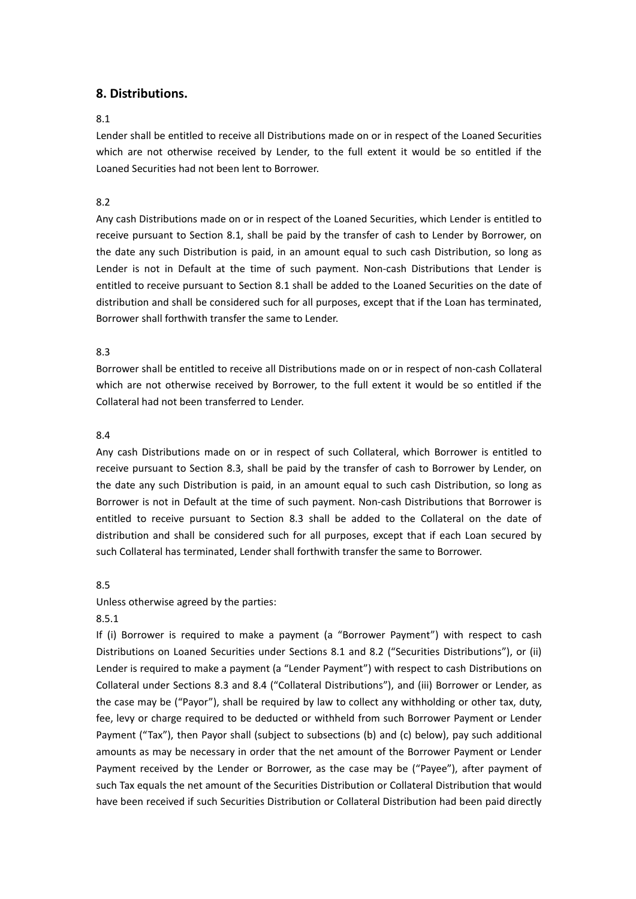## 8. Distributions.

8.1

Lender shall be entitled to receive all Distributions made on or in respect of the Loaned Securities which are not otherwise received by Lender, to the full extent it would be so entitled if the Loaned Securities had not been lent to Borrower.

8.2

Any cash Distributions made on or in respect of the Loaned Securities, which Lender is entitled to receive pursuant to Section 8.1, shall be paid by the transfer of cash to Lender by Borrower, on the date any such Distribution is paid, in an amount equal to such cash Distribution, so long as Lender is not in Default at the time of such payment. Non-cash Distributions that Lender is entitled to receive pursuant to Section 8.1 shall be added to the Loaned Securities on the date of distribution and shall be considered such for all purposes, except that if the Loan has terminated, Borrower shall forthwith transfer the same to Lender.

8.3

Borrower shall be entitled to receive all Distributions made on or in respect of non-cash Collateral which are not otherwise received by Borrower, to the full extent it would be so entitled if the Collateral had not been transferred to Lender.

8.4

Any cash Distributions made on or in respect of such Collateral, which Borrower is entitled to receive pursuant to Section 8.3, shall be paid by the transfer of cash to Borrower by Lender, on the date any such Distribution is paid, in an amount equal to such cash Distribution, so long as Borrower is not in Default at the time of such payment. Non-cash Distributions that Borrower is entitled to receive pursuant to Section 8.3 shall be added to the Collateral on the date of distribution and shall be considered such for all purposes, except that if each Loan secured by such Collateral has terminated, Lender shall forthwith transfer the same to Borrower.

8.5

Unless otherwise agreed by the parties:

8.5.1

If (i) Borrower is required to make a payment (a "Borrower Payment") with respect to cash Distributions on Loaned Securities under Sections 8.1 and 8.2 ("Securities Distributions"), or (ii) Lender is required to make a payment (a "Lender Payment") with respect to cash Distributions on Collateral under Sections 8.3 and 8.4 ("Collateral Distributions"), and (iii) Borrower or Lender, as the case may be ("Payor"), shall be required by law to collect any withholding or other tax, duty, fee, levy or charge required to be deducted or withheld from such Borrower Payment or Lender Payment ("Tax"), then Payor shall (subject to subsections (b) and (c) below), pay such additional amounts as may be necessary in order that the net amount of the Borrower Payment or Lender Payment received by the Lender or Borrower, as the case may be ("Payee"), after payment of such Tax equals the net amount of the Securities Distribution or Collateral Distribution that would have been received if such Securities Distribution or Collateral Distribution had been paid directly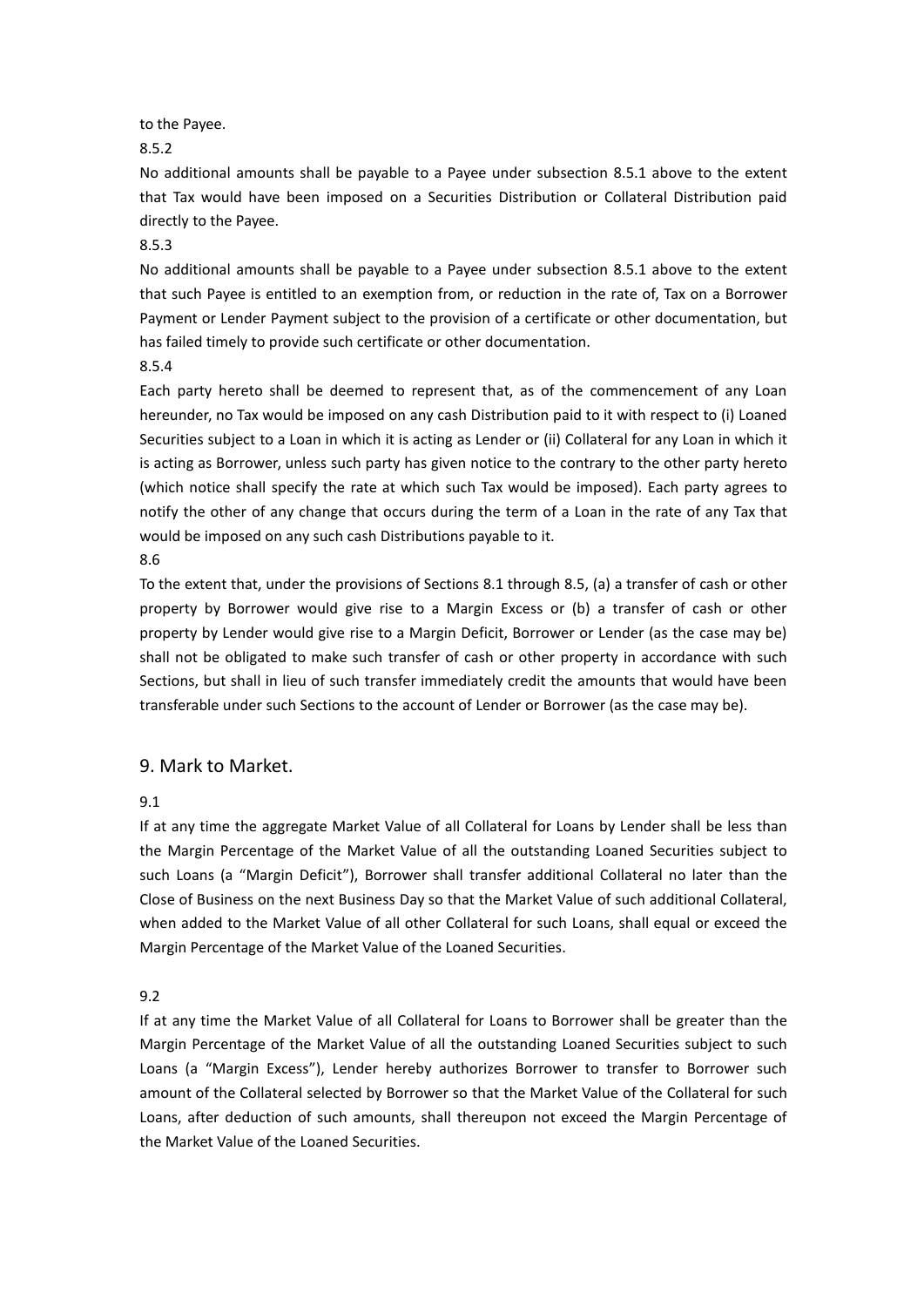to the Payee.

8.5.2

No additional amounts shall be payable to a Payee under subsection 8.5.1 above to the extent that Tax would have been imposed on a Securities Distribution or Collateral Distribution paid directly to the Payee.

8.5.3

No additional amounts shall be payable to a Payee under subsection 8.5.1 above to the extent that such Payee is entitled to an exemption from, or reduction in the rate of, Tax on a Borrower Payment or Lender Payment subject to the provision of a certificate or other documentation, but has failed timely to provide such certificate or other documentation.

8.5.4

Each party hereto shall be deemed to represent that, as of the commencement of any Loan hereunder, no Tax would be imposed on any cash Distribution paid to it with respect to (i) Loaned Securities subject to a Loan in which it is acting as Lender or (ii) Collateral for any Loan in which it is acting as Borrower, unless such party has given notice to the contrary to the other party hereto (which notice shall specify the rate at which such Tax would be imposed). Each party agrees to notify the other of any change that occurs during the term of a Loan in the rate of any Tax that would be imposed on any such cash Distributions payable to it.

8.6

To the extent that, under the provisions of Sections 8.1 through 8.5, (a) a transfer of cash or other property by Borrower would give rise to a Margin Excess or (b) a transfer of cash or other property by Lender would give rise to a Margin Deficit, Borrower or Lender (as the case may be) shall not be obligated to make such transfer of cash or other property in accordance with such Sections, but shall in lieu of such transfer immediately credit the amounts that would have been transferable under such Sections to the account of Lender or Borrower (as the case may be).

## 9. Mark to Market.

9.1

If at any time the aggregate Market Value of all Collateral for Loans by Lender shall be less than the Margin Percentage of the Market Value of all the outstanding Loaned Securities subject to such Loans (a "Margin Deficit"), Borrower shall transfer additional Collateral no later than the Close of Business on the next Business Day so that the Market Value of such additional Collateral, when added to the Market Value of all other Collateral for such Loans, shall equal or exceed the Margin Percentage of the Market Value of the Loaned Securities.

9.2

If at any time the Market Value of all Collateral for Loans to Borrower shall be greater than the Margin Percentage of the Market Value of all the outstanding Loaned Securities subject to such Loans (a "Margin Excess"), Lender hereby authorizes Borrower to transfer to Borrower such amount of the Collateral selected by Borrower so that the Market Value of the Collateral for such Loans, after deduction of such amounts, shall thereupon not exceed the Margin Percentage of the Market Value of the Loaned Securities.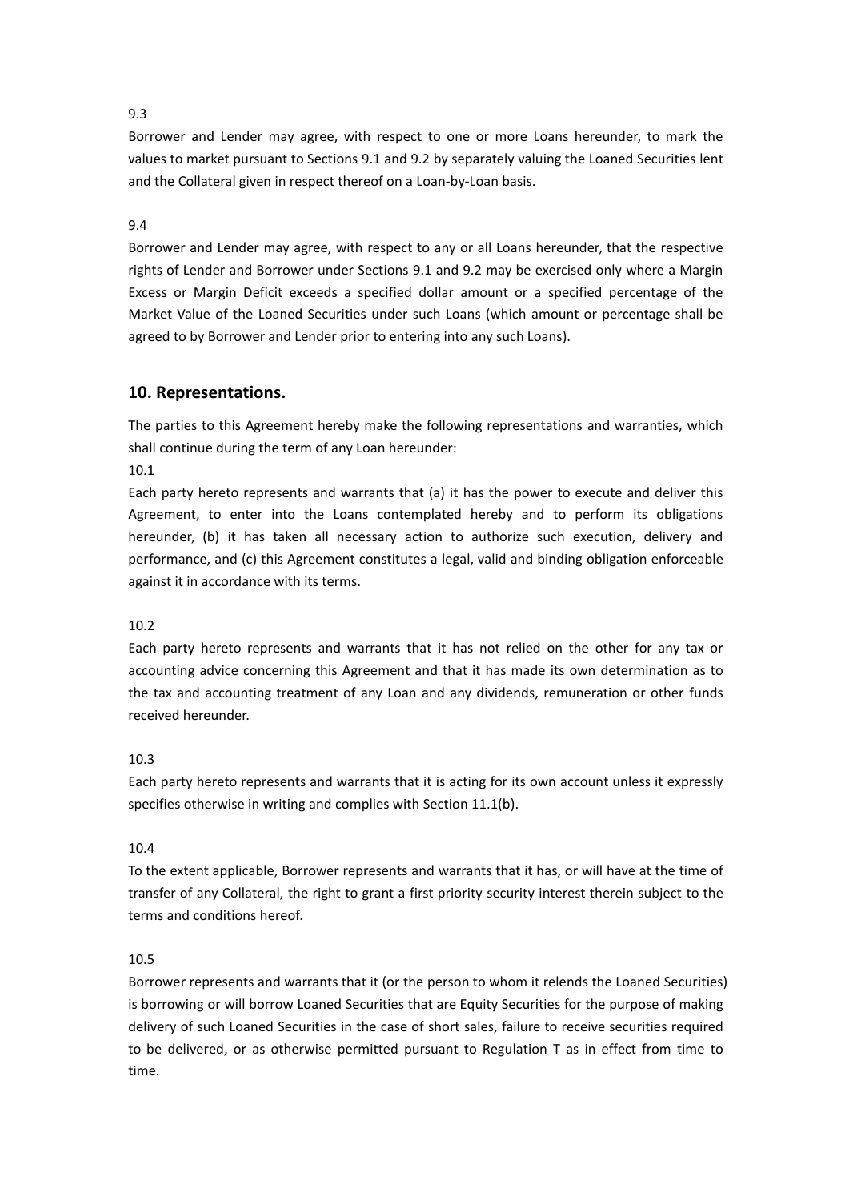9.3

Borrower and Lender may agree, with respect to one or more Loans hereunder, to mark the values to market pursuant to Sections 9.1 and 9.2 by separately valuing the Loaned Securities lent and the Collateral given in respect thereof on a Loan-by-Loan basis.

9.4

Borrower and Lender may agree, with respect to any or all Loans hereunder, that the respective rights of Lender and Borrower under Sections 9.1 and 9.2 may be exercised only where a Margin Excess or Margin Deficit exceeds a specified dollar amount or a specified percentage of the Market Value of the Loaned Securities under such Loans (which amount or percentage shall be agreed to by Borrower and Lender prior to entering into any such Loans).

## 10. Representations.

The parties to this Agreement hereby make the following representations and warranties, which shall continue during the term of any Loan hereunder:

10.1

Each party hereto represents and warrants that (a) it has the power to execute and deliver this Agreement, to enter into the Loans contemplated hereby and to perform its obligations hereunder, (b) it has taken all necessary action to authorize such execution, delivery and performance, and (c) this Agreement constitutes a legal, valid and binding obligation enforceable against it in accordance with its terms.

10.2

Each party hereto represents and warrants that it has not relied on the other for any tax or accounting advice concerning this Agreement and that it has made its own determination as to the tax and accounting treatment of any Loan and any dividends, remuneration or other funds received hereunder.

10.3

Each party hereto represents and warrants that it is acting for its own account unless it expressly specifies otherwise in writing and complies with Section 11.1(b).

10.4

To the extent applicable, Borrower represents and warrants that it has, or will have at the time of transfer of any Collateral, the right to grant a first priority security interest therein subject to the terms and conditions hereof.

10.5

Borrower represents and warrants that it (or the person to whom it relends the Loaned Securities) is borrowing or will borrow Loaned Securities that are Equity Securities for the purpose of making delivery of such Loaned Securities in the case of short sales, failure to receive securities required to be delivered, or as otherwise permitted pursuant to Regulation T as in effect from time to time.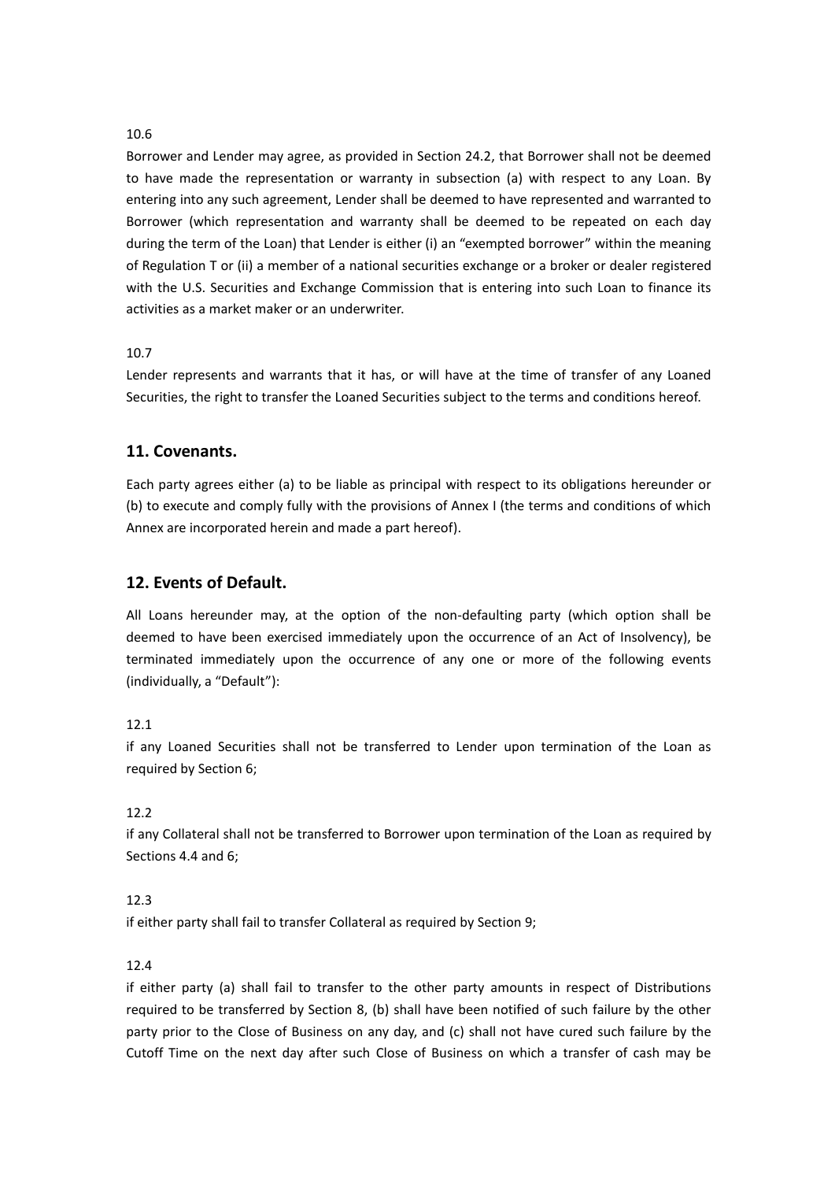10.6

Borrower and Lender may agree, as provided in Section 24.2, that Borrower shall not be deemed to have made the representation or warranty in subsection (a) with respect to any Loan. By entering into any such agreement, Lender shall be deemed to have represented and warranted to Borrower (which representation and warranty shall be deemed to be repeated on each day during the term of the Loan) that Lender is either (i) an "exempted borrower" within the meaning of Regulation T or (ii) a member of a national securities exchange or a broker or dealer registered with the U.S. Securities and Exchange Commission that is entering into such Loan to finance its activities as a market maker or an underwriter.

10.7

Lender represents and warrants that it has, or will have at the time of transfer of any Loaned Securities, the right to transfer the Loaned Securities subject to the terms and conditions hereof.

## 11. Covenants.

Each party agrees either (a) to be liable as principal with respect to its obligations hereunder or (b) to execute and comply fully with the provisions of Annex I (the terms and conditions of which Annex are incorporated herein and made a part hereof).

## 12. Events of Default.

All Loans hereunder may, at the option of the non-defaulting party (which option shall be deemed to have been exercised immediately upon the occurrence of an Act of Insolvency), be terminated immediately upon the occurrence of any one or more of the following events (individually, a "Default"):

12.1

if any Loaned Securities shall not be transferred to Lender upon termination of the Loan as required by Section 6;

12.2

if any Collateral shall not be transferred to Borrower upon termination of the Loan as required by Sections 4.4 and 6;

12.3

if either party shall fail to transfer Collateral as required by Section 9;

12.4

if either party (a) shall fail to transfer to the other party amounts in respect of Distributions required to be transferred by Section 8, (b) shall have been notified of such failure by the other party prior to the Close of Business on any day, and (c) shall not have cured such failure by the Cutoff Time on the next day after such Close of Business on which a transfer of cash may be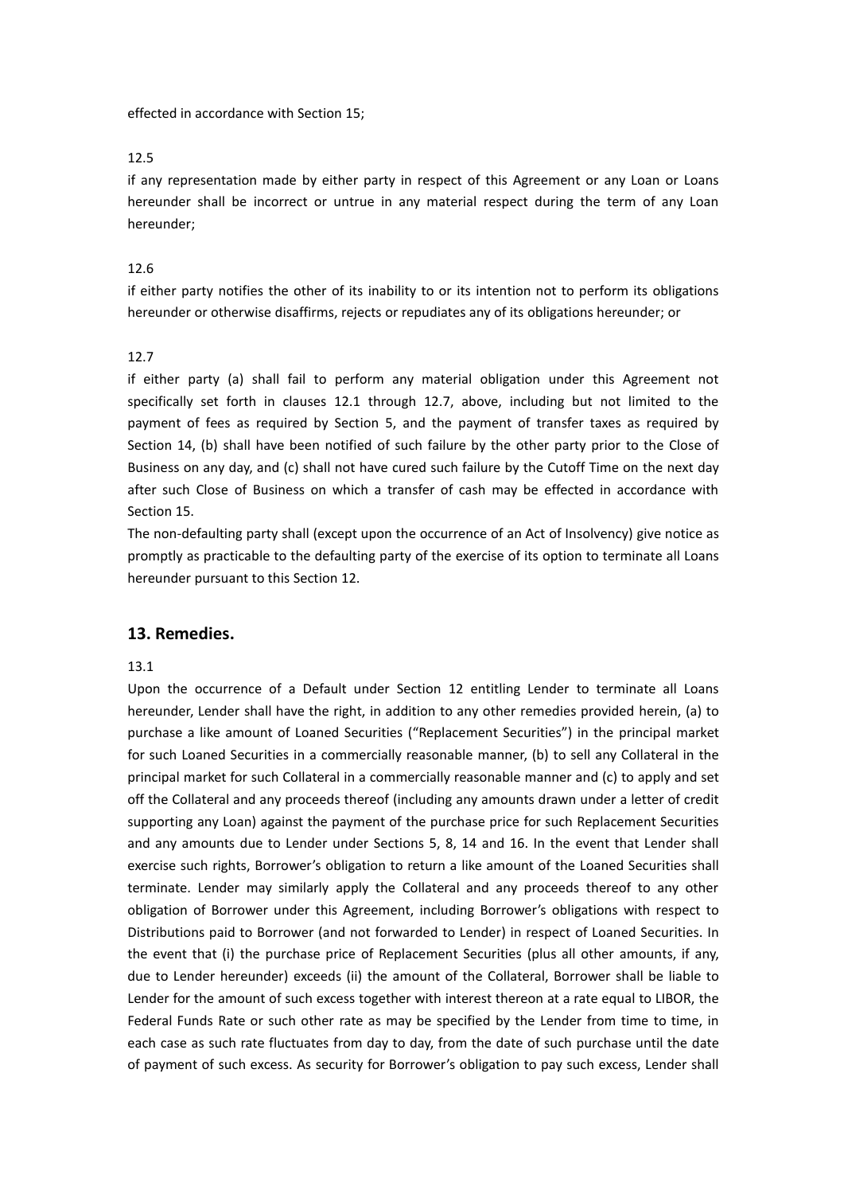effected in accordance with Section 15;

12.5

if any representation made by either party in respect of this Agreement or any Loan or Loans hereunder shall be incorrect or untrue in any material respect during the term of any Loan hereunder;

12.6

if either party notifies the other of its inability to or its intention not to perform its obligations hereunder or otherwise disaffirms, rejects or repudiates any of its obligations hereunder; or

12.7

if either party (a) shall fail to perform any material obligation under this Agreement not specifically set forth in clauses 12.1 through 12.7, above, including but not limited to the payment of fees as required by Section 5, and the payment of transfer taxes as required by Section 14, (b) shall have been notified of such failure by the other party prior to the Close of Business on any day, and (c) shall not have cured such failure by the Cutoff Time on the next day after such Close of Business on which a transfer of cash may be effected in accordance with Section 15.

The non-defaulting party shall (except upon the occurrence of an Act of Insolvency) give notice as promptly as practicable to the defaulting party of the exercise of its option to terminate all Loans hereunder pursuant to this Section 12.

## 13. Remedies.

13.1

Upon the occurrence of a Default under Section 12 entitling Lender to terminate all Loans hereunder, Lender shall have the right, in addition to any other remedies provided herein, (a) to purchase a like amount of Loaned Securities ("Replacement Securities") in the principal market for such Loaned Securities in a commercially reasonable manner, (b) to sell any Collateral in the principal market for such Collateral in a commercially reasonable manner and (c) to apply and set off the Collateral and any proceeds thereof (including any amounts drawn under a letter of credit supporting any Loan) against the payment of the purchase price for such Replacement Securities and any amounts due to Lender under Sections 5, 8, 14 and 16. In the event that Lender shall exercise such rights, Borrower's obligation to return a like amount of the Loaned Securities shall terminate. Lender may similarly apply the Collateral and any proceeds thereof to any other obligation of Borrower under this Agreement, including Borrower's obligations with respect to Distributions paid to Borrower (and not forwarded to Lender) in respect of Loaned Securities. In the event that (i) the purchase price of Replacement Securities (plus all other amounts, if any, due to Lender hereunder) exceeds (ii) the amount of the Collateral, Borrower shall be liable to Lender for the amount of such excess together with interest thereon at a rate equal to LIBOR, the Federal Funds Rate or such other rate as may be specified by the Lender from time to time, in each case as such rate fluctuates from day to day, from the date of such purchase until the date of payment of such excess. As security for Borrower's obligation to pay such excess, Lender shall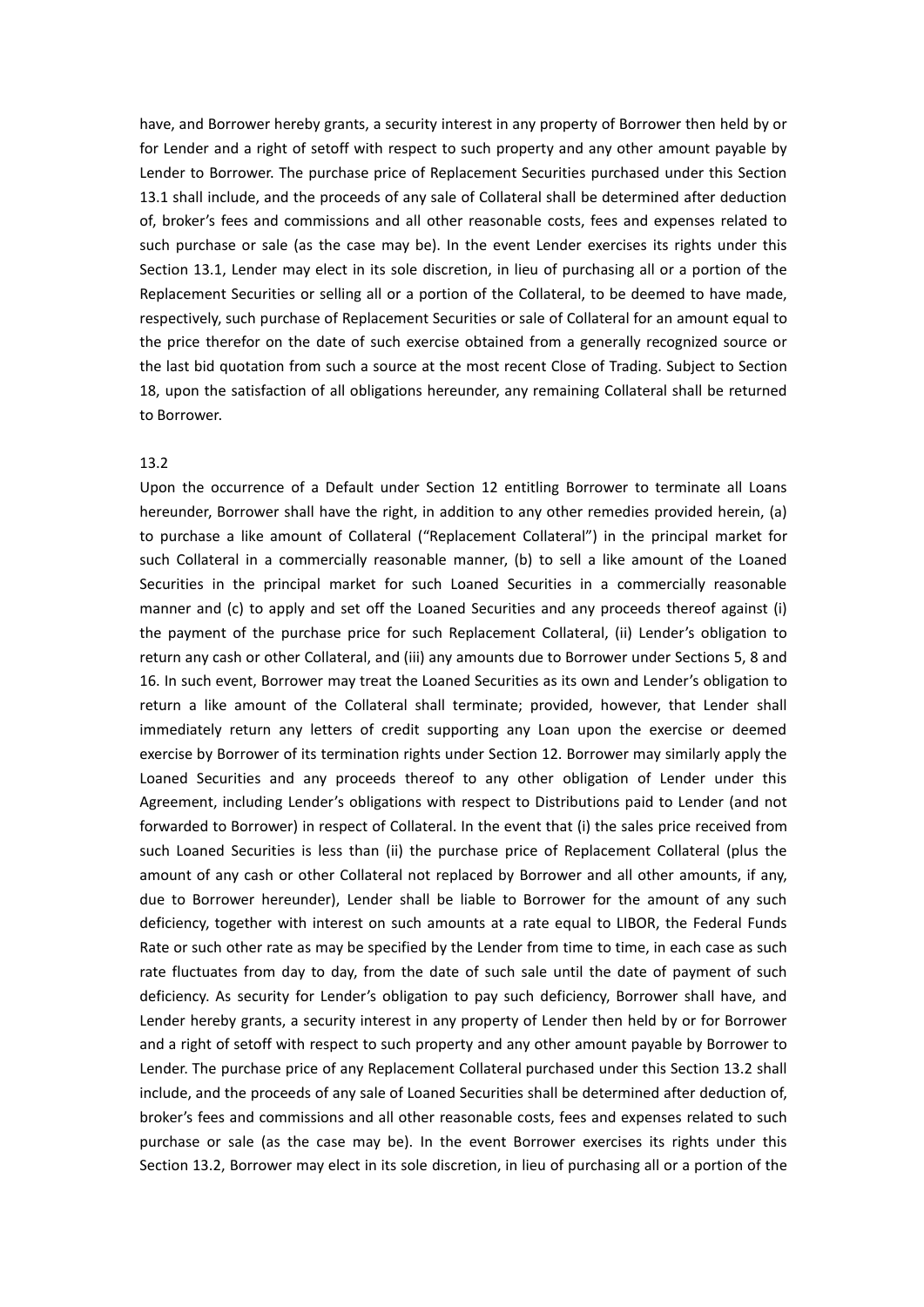have, and Borrower hereby grants, a security interest in any property of Borrower then held by or for Lender and a right of setoff with respect to such property and any other amount payable by Lender to Borrower. The purchase price of Replacement Securities purchased under this Section 13.1 shall include, and the proceeds of any sale of Collateral shall be determined after deduction of, broker's fees and commissions and all other reasonable costs, fees and expenses related to such purchase or sale (as the case may be). In the event Lender exercises its rights under this Section 13.1, Lender may elect in its sole discretion, in lieu of purchasing all or a portion of the Replacement Securities or selling all or a portion of the Collateral, to be deemed to have made, respectively, such purchase of Replacement Securities or sale of Collateral for an amount equal to the price therefor on the date of such exercise obtained from a generally recognized source or the last bid quotation from such a source at the most recent Close of Trading. Subject to Section 18, upon the satisfaction of all obligations hereunder, any remaining Collateral shall be returned to Borrower.

13.2

Upon the occurrence of a Default under Section 12 entitling Borrower to terminate all Loans hereunder, Borrower shall have the right, in addition to any other remedies provided herein, (a) to purchase a like amount of Collateral ("Replacement Collateral") in the principal market for such Collateral in a commercially reasonable manner, (b) to sell a like amount of the Loaned Securities in the principal market for such Loaned Securities in a commercially reasonable manner and (c) to apply and set off the Loaned Securities and any proceeds thereof against (i) the payment of the purchase price for such Replacement Collateral, (ii) Lender's obligation to return any cash or other Collateral, and (iii) any amounts due to Borrower under Sections 5, 8 and 16. In such event, Borrower may treat the Loaned Securities as its own and Lender's obligation to return a like amount of the Collateral shall terminate; provided, however, that Lender shall immediately return any letters of credit supporting any Loan upon the exercise or deemed exercise by Borrower of its termination rights under Section 12. Borrower may similarly apply the Loaned Securities and any proceeds thereof to any other obligation of Lender under this Agreement, including Lender's obligations with respect to Distributions paid to Lender (and not forwarded to Borrower) in respect of Collateral. In the event that (i) the sales price received from such Loaned Securities is less than (ii) the purchase price of Replacement Collateral (plus the amount of any cash or other Collateral not replaced by Borrower and all other amounts, if any, due to Borrower hereunder), Lender shall be liable to Borrower for the amount of any such deficiency, together with interest on such amounts at a rate equal to LIBOR, the Federal Funds Rate or such other rate as may be specified by the Lender from time to time, in each case as such rate fluctuates from day to day, from the date of such sale until the date of payment of such deficiency. As security for Lender's obligation to pay such deficiency, Borrower shall have, and Lender hereby grants, a security interest in any property of Lender then held by or for Borrower and a right of setoff with respect to such property and any other amount payable by Borrower to Lender. The purchase price of any Replacement Collateral purchased under this Section 13.2 shall include, and the proceeds of any sale of Loaned Securities shall be determined after deduction of, broker's fees and commissions and all other reasonable costs, fees and expenses related to such purchase or sale (as the case may be). In the event Borrower exercises its rights under this Section 13.2, Borrower may elect in its sole discretion, in lieu of purchasing all or a portion of the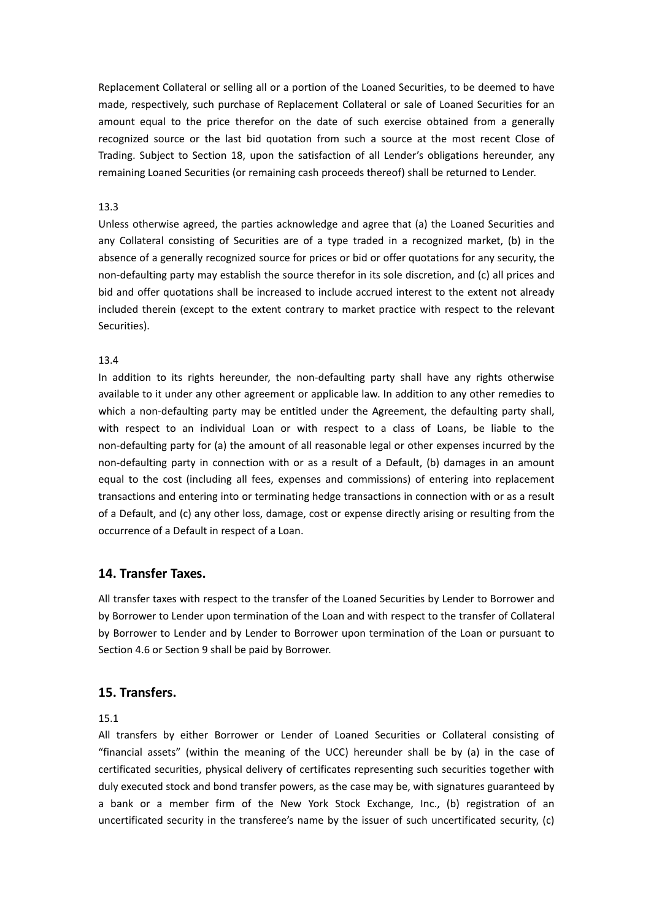Replacement Collateral or selling all or a portion of the Loaned Securities, to be deemed to have made, respectively, such purchase of Replacement Collateral or sale of Loaned Securities for an amount equal to the price therefor on the date of such exercise obtained from a generally recognized source or the last bid quotation from such a source at the most recent Close of Trading. Subject to Section 18, upon the satisfaction of all Lender's obligations hereunder, any remaining Loaned Securities (or remaining cash proceeds thereof) shall be returned to Lender.

13.3

Unless otherwise agreed, the parties acknowledge and agree that (a) the Loaned Securities and any Collateral consisting of Securities are of a type traded in a recognized market, (b) in the absence of a generally recognized source for prices or bid or offer quotations for any security, the non-defaulting party may establish the source therefor in its sole discretion, and (c) all prices and bid and offer quotations shall be increased to include accrued interest to the extent not already included therein (except to the extent contrary to market practice with respect to the relevant Securities).

13.4

In addition to its rights hereunder, the non-defaulting party shall have any rights otherwise available to it under any other agreement or applicable law. In addition to any other remedies to which a non-defaulting party may be entitled under the Agreement, the defaulting party shall, with respect to an individual Loan or with respect to a class of Loans, be liable to the non-defaulting party for (a) the amount of all reasonable legal or other expenses incurred by the non-defaulting party in connection with or as a result of a Default, (b) damages in an amount equal to the cost (including all fees, expenses and commissions) of entering into replacement transactions and entering into or terminating hedge transactions in connection with or as a result of a Default, and (c) any other loss, damage, cost or expense directly arising or resulting from the occurrence of a Default in respect of a Loan.

## 14. Transfer Taxes.

All transfer taxes with respect to the transfer of the Loaned Securities by Lender to Borrower and by Borrower to Lender upon termination of the Loan and with respect to the transfer of Collateral by Borrower to Lender and by Lender to Borrower upon termination of the Loan or pursuant to Section 4.6 or Section 9 shall be paid by Borrower.

## 15. Transfers.

15.1

All transfers by either Borrower or Lender of Loaned Securities or Collateral consisting of "financial assets" (within the meaning of the UCC) hereunder shall be by (a) in the case of certificated securities, physical delivery of certificates representing such securities together with duly executed stock and bond transfer powers, as the case may be, with signatures guaranteed by a bank or a member firm of the New York Stock Exchange, Inc., (b) registration of an uncertificated security in the transferee's name by the issuer of such uncertificated security, (c)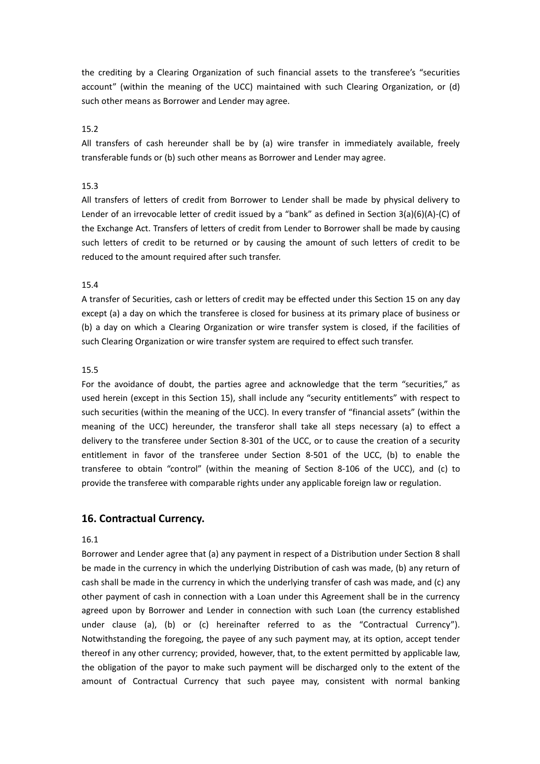the crediting by a Clearing Organization of such financial assets to the transferee's "securities account" (within the meaning of the UCC) maintained with such Clearing Organization, or (d) such other means as Borrower and Lender may agree.

15.2

All transfers of cash hereunder shall be by (a) wire transfer in immediately available, freely transferable funds or (b) such other means as Borrower and Lender may agree.

15.3

All transfers of letters of credit from Borrower to Lender shall be made by physical delivery to Lender of an irrevocable letter of credit issued by a "bank" as defined in Section 3(a)(6)(A)-(C) of the Exchange Act. Transfers of letters of credit from Lender to Borrower shall be made by causing such letters of credit to be returned or by causing the amount of such letters of credit to be reduced to the amount required after such transfer.

15.4

A transfer of Securities, cash or letters of credit may be effected under this Section 15 on any day except (a) a day on which the transferee is closed for business at its primary place of business or (b) a day on which a Clearing Organization or wire transfer system is closed, if the facilities of such Clearing Organization or wire transfer system are required to effect such transfer.

15.5

For the avoidance of doubt, the parties agree and acknowledge that the term "securities," as used herein (except in this Section 15), shall include any "security entitlements" with respect to such securities (within the meaning of the UCC). In every transfer of "financial assets" (within the meaning of the UCC) hereunder, the transferor shall take all steps necessary (a) to effect a delivery to the transferee under Section 8-301 of the UCC, or to cause the creation of a security entitlement in favor of the transferee under Section 8-501 of the UCC, (b) to enable the transferee to obtain "control" (within the meaning of Section 8-106 of the UCC), and (c) to provide the transferee with comparable rights under any applicable foreign law or regulation.

## 16. Contractual Currency.

16.1

Borrower and Lender agree that (a) any payment in respect of a Distribution under Section 8 shall be made in the currency in which the underlying Distribution of cash was made, (b) any return of cash shall be made in the currency in which the underlying transfer of cash was made, and (c) any other payment of cash in connection with a Loan under this Agreement shall be in the currency agreed upon by Borrower and Lender in connection with such Loan (the currency established under clause (a), (b) or (c) hereinafter referred to as the "Contractual Currency"). Notwithstanding the foregoing, the payee of any such payment may, at its option, accept tender thereof in any other currency; provided, however, that, to the extent permitted by applicable law, the obligation of the payor to make such payment will be discharged only to the extent of the amount of Contractual Currency that such payee may, consistent with normal banking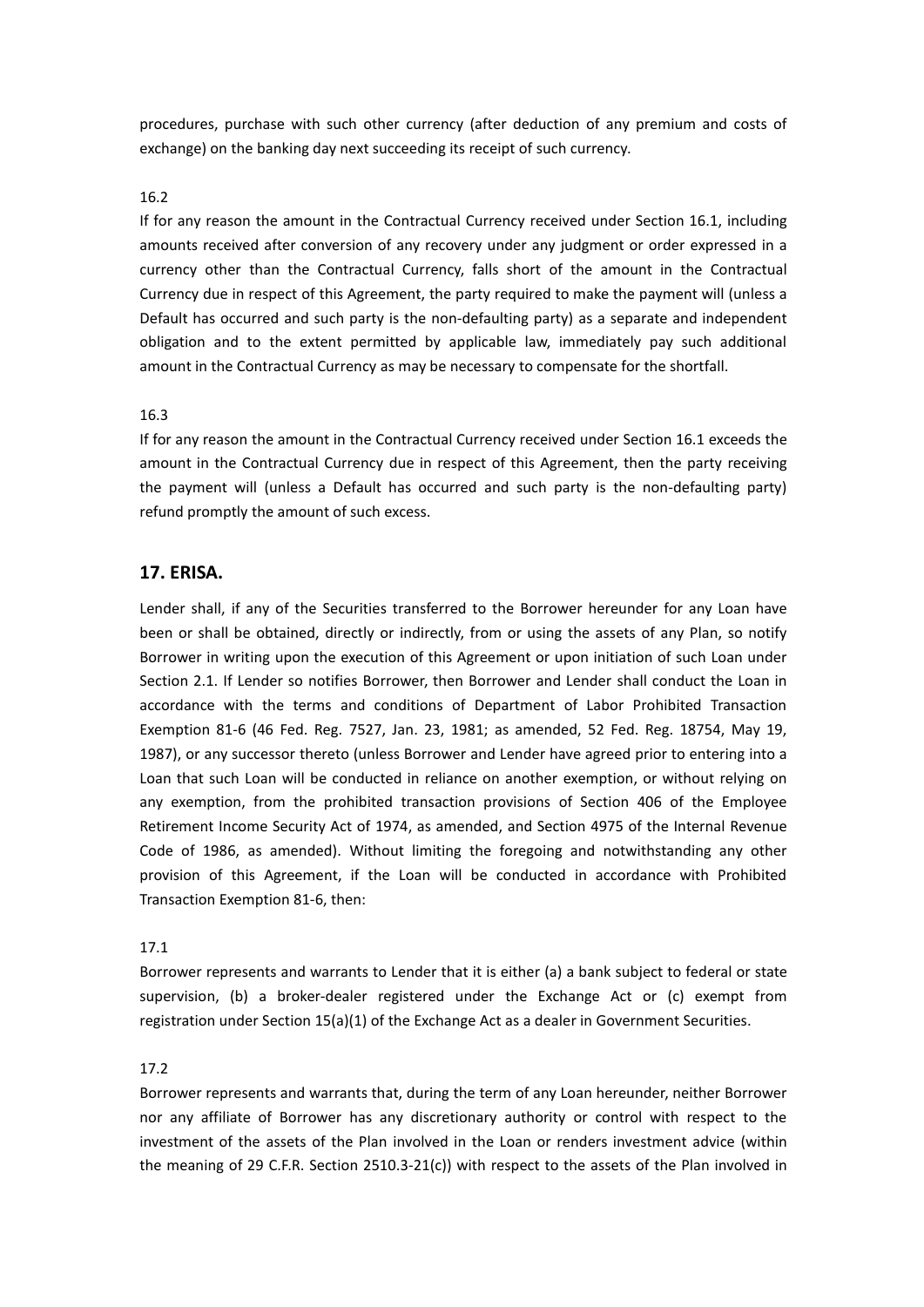procedures, purchase with such other currency (after deduction of any premium and costs of exchange) on the banking day next succeeding its receipt of such currency.

16.2

If for any reason the amount in the Contractual Currency received under Section 16.1, including amounts received after conversion of any recovery under any judgment or order expressed in a currency other than the Contractual Currency, falls short of the amount in the Contractual Currency due in respect of this Agreement, the party required to make the payment will (unless a Default has occurred and such party is the non-defaulting party) as a separate and independent obligation and to the extent permitted by applicable law, immediately pay such additional amount in the Contractual Currency as may be necessary to compensate for the shortfall.

16.3

If for any reason the amount in the Contractual Currency received under Section 16.1 exceeds the amount in the Contractual Currency due in respect of this Agreement, then the party receiving the payment will (unless a Default has occurred and such party is the non-defaulting party) refund promptly the amount of such excess.

## 17. ERISA.

Lender shall, if any of the Securities transferred to the Borrower hereunder for any Loan have been or shall be obtained, directly or indirectly, from or using the assets of any Plan, so notify Borrower in writing upon the execution of this Agreement or upon initiation of such Loan under Section 2.1. If Lender so notifies Borrower, then Borrower and Lender shall conduct the Loan in accordance with the terms and conditions of Department of Labor Prohibited Transaction Exemption 81-6 (46 Fed. Reg. 7527, Jan. 23, 1981; as amended, 52 Fed. Reg. 18754, May 19, 1987), or any successor thereto (unless Borrower and Lender have agreed prior to entering into a Loan that such Loan will be conducted in reliance on another exemption, or without relying on any exemption, from the prohibited transaction provisions of Section 406 of the Employee Retirement Income Security Act of 1974, as amended, and Section 4975 of the Internal Revenue Code of 1986, as amended). Without limiting the foregoing and notwithstanding any other provision of this Agreement, if the Loan will be conducted in accordance with Prohibited Transaction Exemption 81-6, then:

17.1

Borrower represents and warrants to Lender that it is either (a) a bank subject to federal or state supervision, (b) a broker-dealer registered under the Exchange Act or (c) exempt from registration under Section 15(a)(1) of the Exchange Act as a dealer in Government Securities.

17.2

Borrower represents and warrants that, during the term of any Loan hereunder, neither Borrower nor any affiliate of Borrower has any discretionary authority or control with respect to the investment of the assets of the Plan involved in the Loan or renders investment advice (within the meaning of 29 C.F.R. Section 2510.3-21(c)) with respect to the assets of the Plan involved in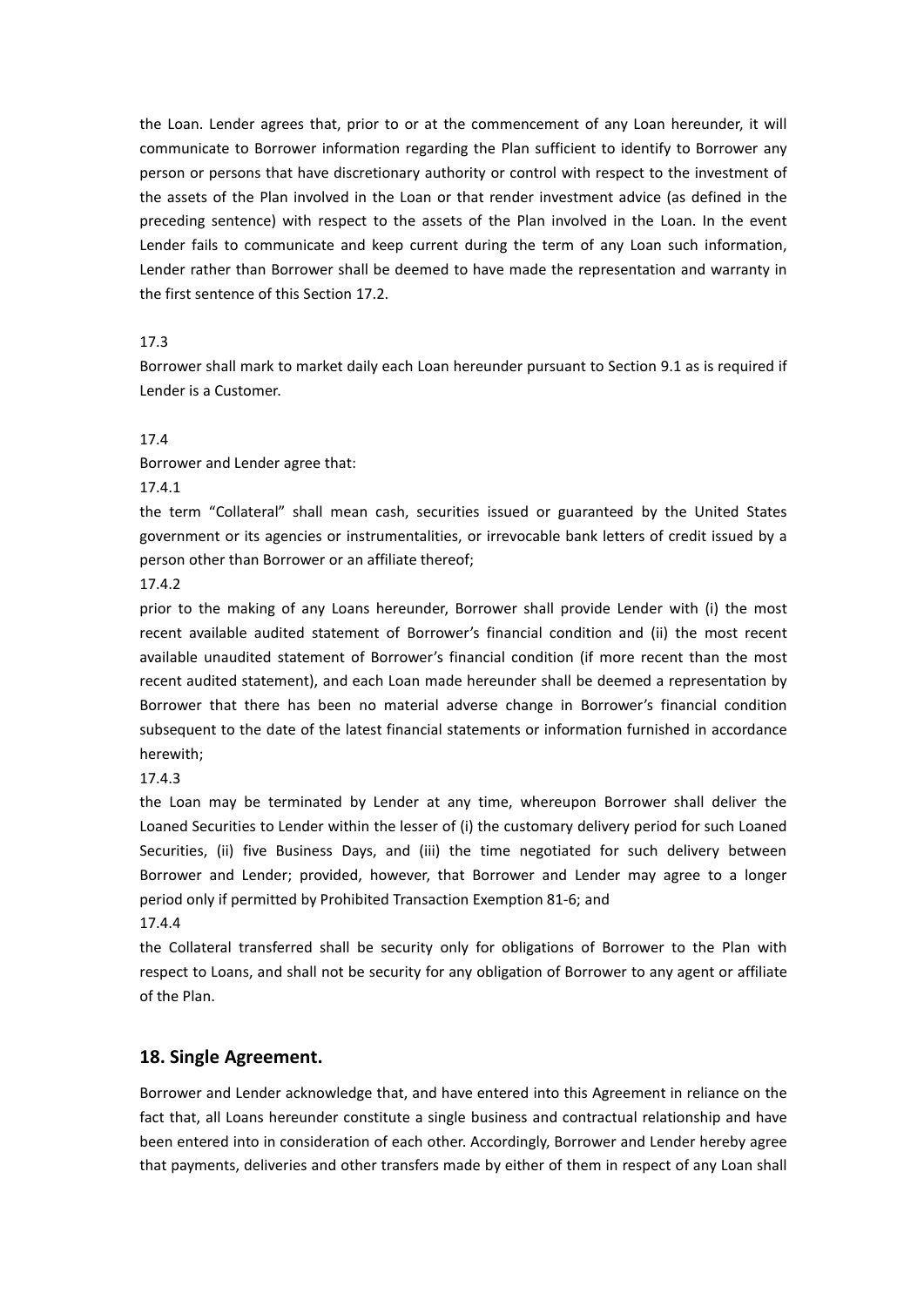the Loan. Lender agrees that, prior to or at the commencement of any Loan hereunder, it will communicate to Borrower information regarding the Plan sufficient to identify to Borrower any person or persons that have discretionary authority or control with respect to the investment of the assets of the Plan involved in the Loan or that render investment advice (as defined in the preceding sentence) with respect to the assets of the Plan involved in the Loan. In the event Lender fails to communicate and keep current during the term of any Loan such information, Lender rather than Borrower shall be deemed to have made the representation and warranty in the first sentence of this Section 17.2.

17.3

Borrower shall mark to market daily each Loan hereunder pursuant to Section 9.1 as is required if Lender is a Customer.

17.4

Borrower and Lender agree that:

17.4.1

the term "Collateral" shall mean cash, securities issued or guaranteed by the United States government or its agencies or instrumentalities, or irrevocable bank letters of credit issued by a person other than Borrower or an affiliate thereof;

17.4.2

prior to the making of any Loans hereunder, Borrower shall provide Lender with (i) the most recent available audited statement of Borrower's financial condition and (ii) the most recent available unaudited statement of Borrower's financial condition (if more recent than the most recent audited statement), and each Loan made hereunder shall be deemed a representation by Borrower that there has been no material adverse change in Borrower's financial condition subsequent to the date of the latest financial statements or information furnished in accordance herewith;

17.4.3

the Loan may be terminated by Lender at any time, whereupon Borrower shall deliver the Loaned Securities to Lender within the lesser of (i) the customary delivery period for such Loaned Securities, (ii) five Business Days, and (iii) the time negotiated for such delivery between Borrower and Lender; provided, however, that Borrower and Lender may agree to a longer period only if permitted by Prohibited Transaction Exemption 81-6; and

17.4.4

the Collateral transferred shall be security only for obligations of Borrower to the Plan with respect to Loans, and shall not be security for any obligation of Borrower to any agent or affiliate of the Plan.

## 18. Single Agreement.

Borrower and Lender acknowledge that, and have entered into this Agreement in reliance on the fact that, all Loans hereunder constitute a single business and contractual relationship and have been entered into in consideration of each other. Accordingly, Borrower and Lender hereby agree that payments, deliveries and other transfers made by either of them in respect of any Loan shall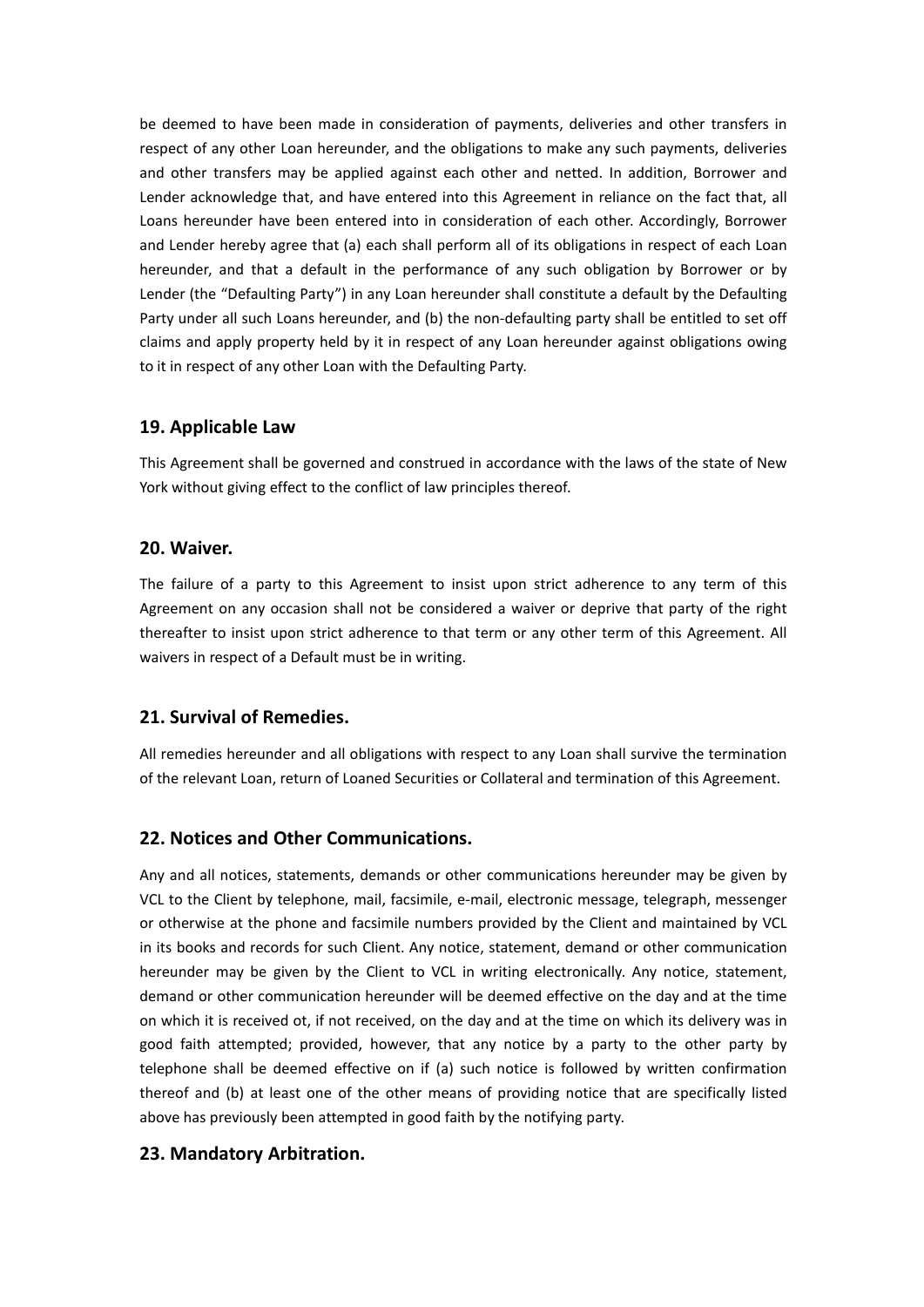be deemed to have been made in consideration of payments, deliveries and other transfers in respect of any other Loan hereunder, and the obligations to make any such payments, deliveries and other transfers may be applied against each other and netted. In addition, Borrower and Lender acknowledge that, and have entered into this Agreement in reliance on the fact that, all Loans hereunder have been entered into in consideration of each other. Accordingly, Borrower and Lender hereby agree that (a) each shall perform all of its obligations in respect of each Loan hereunder, and that a default in the performance of any such obligation by Borrower or by Lender (the "Defaulting Party") in any Loan hereunder shall constitute a default by the Defaulting Party under all such Loans hereunder, and (b) the non-defaulting party shall be entitled to set off claims and apply property held by it in respect of any Loan hereunder against obligations owing to it in respect of any other Loan with the Defaulting Party.

## 19. Applicable Law

This Agreement shall be governed and construed in accordance with the laws of the state of New York without giving effect to the conflict of law principles thereof.

## 20. Waiver.

The failure of a party to this Agreement to insist upon strict adherence to any term of this Agreement on any occasion shall not be considered a waiver or deprive that party of the right thereafter to insist upon strict adherence to that term or any other term of this Agreement. All waivers in respect of a Default must be in writing.

## 21. Survival of Remedies.

All remedies hereunder and all obligations with respect to any Loan shall survive the termination of the relevant Loan, return of Loaned Securities or Collateral and termination of this Agreement.

## 22. Notices and Other Communications.

Any and all notices, statements, demands or other communications hereunder may be given by VCL to the Client by telephone, mail, facsimile, e-mail, electronic message, telegraph, messenger or otherwise at the phone and facsimile numbers provided by the Client and maintained by VCL in its books and records for such Client. Any notice, statement, demand or other communication hereunder may be given by the Client to VCL in writing electronically. Any notice, statement, demand or other communication hereunder will be deemed effective on the day and at the time on which it is received ot, if not received, on the day and at the time on which its delivery was in good faith attempted; provided, however, that any notice by a party to the other party by telephone shall be deemed effective on if (a) such notice is followed by written confirmation thereof and (b) at least one of the other means of providing notice that are specifically listed above has previously been attempted in good faith by the notifying party.

## 23. Mandatory Arbitration.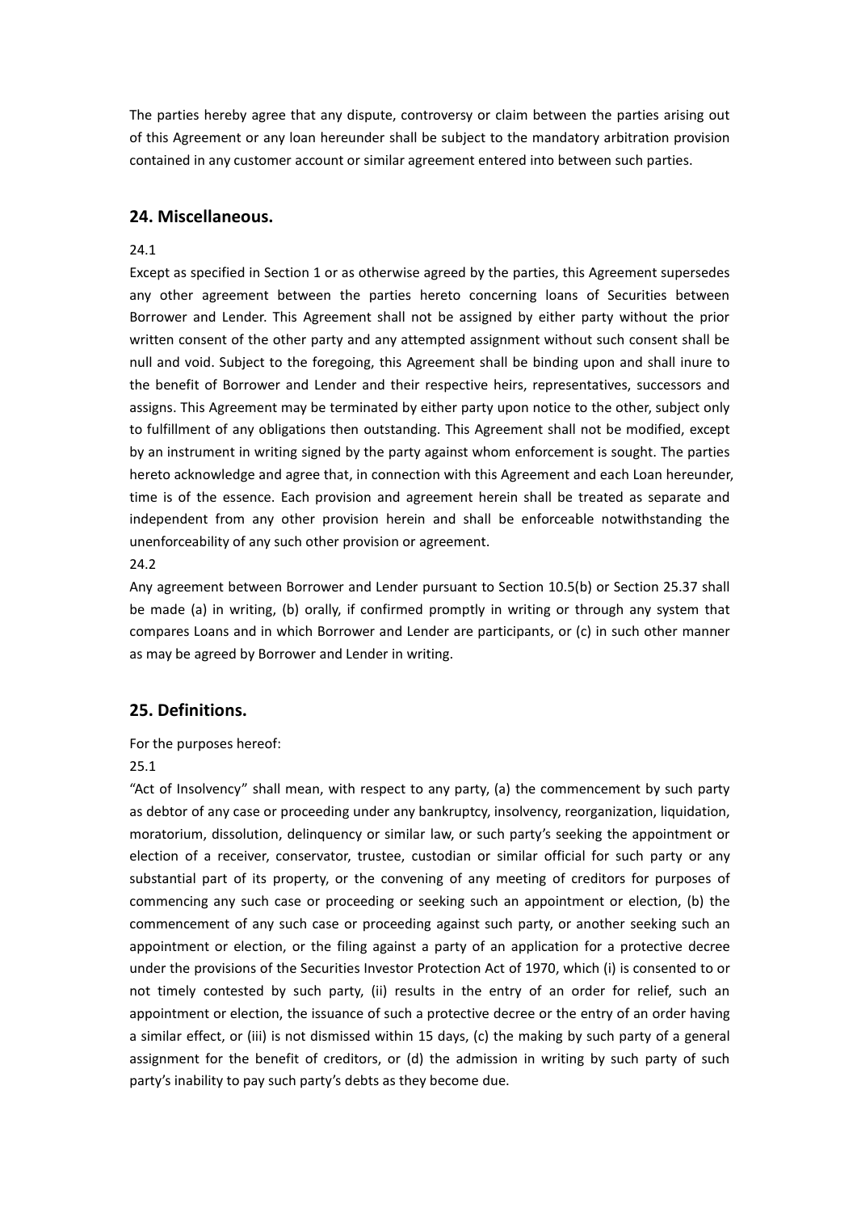The parties hereby agree that any dispute, controversy or claim between the parties arising out of this Agreement or any loan hereunder shall be subject to the mandatory arbitration provision contained in any customer account or similar agreement entered into between such parties.

## 24. Miscellaneous.

24.1

Except as specified in Section 1 or as otherwise agreed by the parties, this Agreement supersedes any other agreement between the parties hereto concerning loans of Securities between Borrower and Lender. This Agreement shall not be assigned by either party without the prior written consent of the other party and any attempted assignment without such consent shall be null and void. Subject to the foregoing, this Agreement shall be binding upon and shall inure to the benefit of Borrower and Lender and their respective heirs, representatives, successors and assigns. This Agreement may be terminated by either party upon notice to the other, subject only to fulfillment of any obligations then outstanding. This Agreement shall not be modified, except by an instrument in writing signed by the party against whom enforcement is sought. The parties hereto acknowledge and agree that, in connection with this Agreement and each Loan hereunder, time is of the essence. Each provision and agreement herein shall be treated as separate and independent from any other provision herein and shall be enforceable notwithstanding the unenforceability of any such other provision or agreement.

24.2

Any agreement between Borrower and Lender pursuant to Section 10.5(b) or Section 25.37 shall be made (a) in writing, (b) orally, if confirmed promptly in writing or through any system that compares Loans and in which Borrower and Lender are participants, or (c) in such other manner as may be agreed by Borrower and Lender in writing.

## 25. Definitions.

For the purposes hereof:

25.1

"Act of Insolvency" shall mean, with respect to any party, (a) the commencement by such party as debtor of any case or proceeding under any bankruptcy, insolvency, reorganization, liquidation, moratorium, dissolution, delinquency or similar law, or such party's seeking the appointment or election of a receiver, conservator, trustee, custodian or similar official for such party or any substantial part of its property, or the convening of any meeting of creditors for purposes of commencing any such case or proceeding or seeking such an appointment or election, (b) the commencement of any such case or proceeding against such party, or another seeking such an appointment or election, or the filing against a party of an application for a protective decree under the provisions of the Securities Investor Protection Act of 1970, which (i) is consented to or not timely contested by such party, (ii) results in the entry of an order for relief, such an appointment or election, the issuance of such a protective decree or the entry of an order having a similar effect, or (iii) is not dismissed within 15 days, (c) the making by such party of a general assignment for the benefit of creditors, or (d) the admission in writing by such party of such party's inability to pay such party's debts as they become due.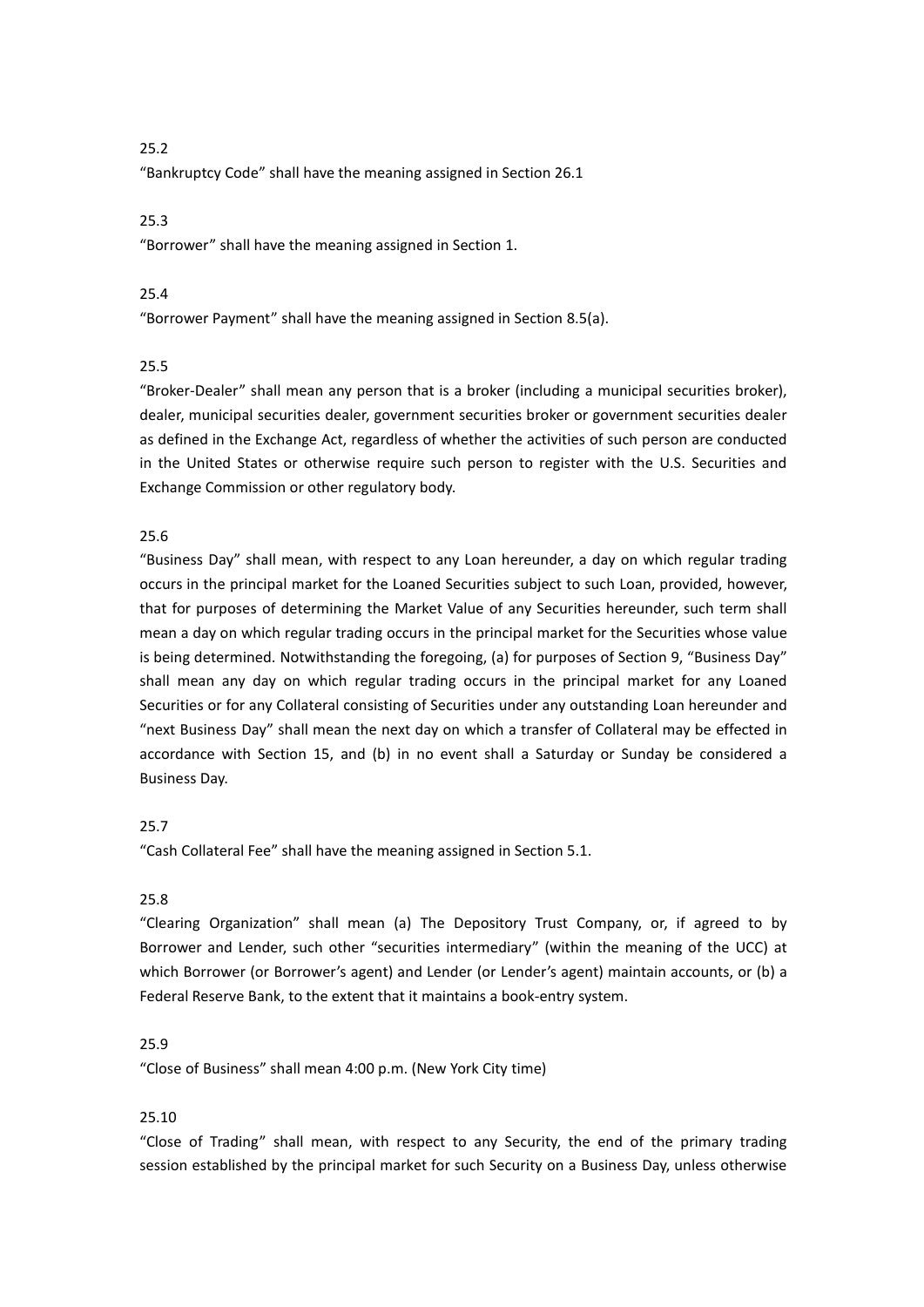25.2

“Bankruptcy Code” shall have the meaning assigned in Section 26.1

25.3

“Borrower” shall have the meaning assigned in Section 1.

25.4

“Borrower Payment” shall have the meaning assigned in Section 8.5(a).

25.5

“Broker-Dealer” shall mean any person that is a broker (including a municipal securities broker), dealer, municipal securities dealer, government securities broker or government securities dealer as defined in the Exchange Act, regardless of whether the activities of such person are conducted in the United States or otherwise require such person to register with the U.S. Securities and Exchange Commission or other regulatory body.

25.6

“Business Day” shall mean, with respect to any Loan hereunder, a day on which regular trading occurs in the principal market for the Loaned Securities subject to such Loan, provided, however, that for purposes of determining the Market Value of any Securities hereunder, such term shall mean a day on which regular trading occurs in the principal market for the Securities whose value is being determined. Notwithstanding the foregoing, (a) for purposes of Section 9, “Business Day” shall mean any day on which regular trading occurs in the principal market for any Loaned Securities or for any Collateral consisting of Securities under any outstanding Loan hereunder and “next Business Day” shall mean the next day on which a transfer of Collateral may be effected in accordance with Section 15, and (b) in no event shall a Saturday or Sunday be considered a Business Day.

25.7

“Cash Collateral Fee” shall have the meaning assigned in Section 5.1.

25.8

“Clearing Organization” shall mean (a) The Depository Trust Company, or, if agreed to by Borrower and Lender, such other “securities intermediary” (within the meaning of the UCC) at which Borrower (or Borrower’s agent) and Lender (or Lender’s agent) maintain accounts, or (b) a Federal Reserve Bank, to the extent that it maintains a book-entry system.

25.9

“Close of Business” shall mean 4:00 p.m. (New York City time)

25.10

“Close of Trading” shall mean, with respect to any Security, the end of the primary trading session established by the principal market for such Security on a Business Day, unless otherwise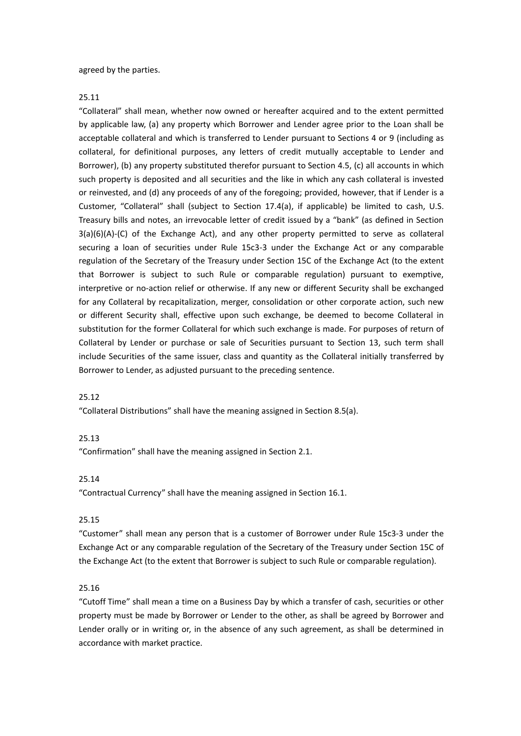agreed by the parties.

25.11

"Collateral" shall mean, whether now owned or hereafter acquired and to the extent permitted by applicable law, (a) any property which Borrower and Lender agree prior to the Loan shall be acceptable collateral and which is transferred to Lender pursuant to Sections 4 or 9 (including as collateral, for definitional purposes, any letters of credit mutually acceptable to Lender and Borrower), (b) any property substituted therefor pursuant to Section 4.5, (c) all accounts in which such property is deposited and all securities and the like in which any cash collateral is invested or reinvested, and (d) any proceeds of any of the foregoing; provided, however, that if Lender is a Customer, "Collateral" shall (subject to Section 17.4(a), if applicable) be limited to cash, U.S. Treasury bills and notes, an irrevocable letter of credit issued by a "bank" (as defined in Section 3(a)(6)(A)-(C) of the Exchange Act), and any other property permitted to serve as collateral securing a loan of securities under Rule 15c3-3 under the Exchange Act or any comparable regulation of the Secretary of the Treasury under Section 15C of the Exchange Act (to the extent that Borrower is subject to such Rule or comparable regulation) pursuant to exemptive, interpretive or no-action relief or otherwise. If any new or different Security shall be exchanged for any Collateral by recapitalization, merger, consolidation or other corporate action, such new or different Security shall, effective upon such exchange, be deemed to become Collateral in substitution for the former Collateral for which such exchange is made. For purposes of return of Collateral by Lender or purchase or sale of Securities pursuant to Section 13, such term shall include Securities of the same issuer, class and quantity as the Collateral initially transferred by Borrower to Lender, as adjusted pursuant to the preceding sentence.

25.12

"Collateral Distributions" shall have the meaning assigned in Section 8.5(a).

25.13

"Confirmation" shall have the meaning assigned in Section 2.1.

25.14

"Contractual Currency" shall have the meaning assigned in Section 16.1.

25.15

"Customer" shall mean any person that is a customer of Borrower under Rule 15c3-3 under the Exchange Act or any comparable regulation of the Secretary of the Treasury under Section 15C of the Exchange Act (to the extent that Borrower is subject to such Rule or comparable regulation).

25.16

"Cutoff Time" shall mean a time on a Business Day by which a transfer of cash, securities or other property must be made by Borrower or Lender to the other, as shall be agreed by Borrower and Lender orally or in writing or, in the absence of any such agreement, as shall be determined in accordance with market practice.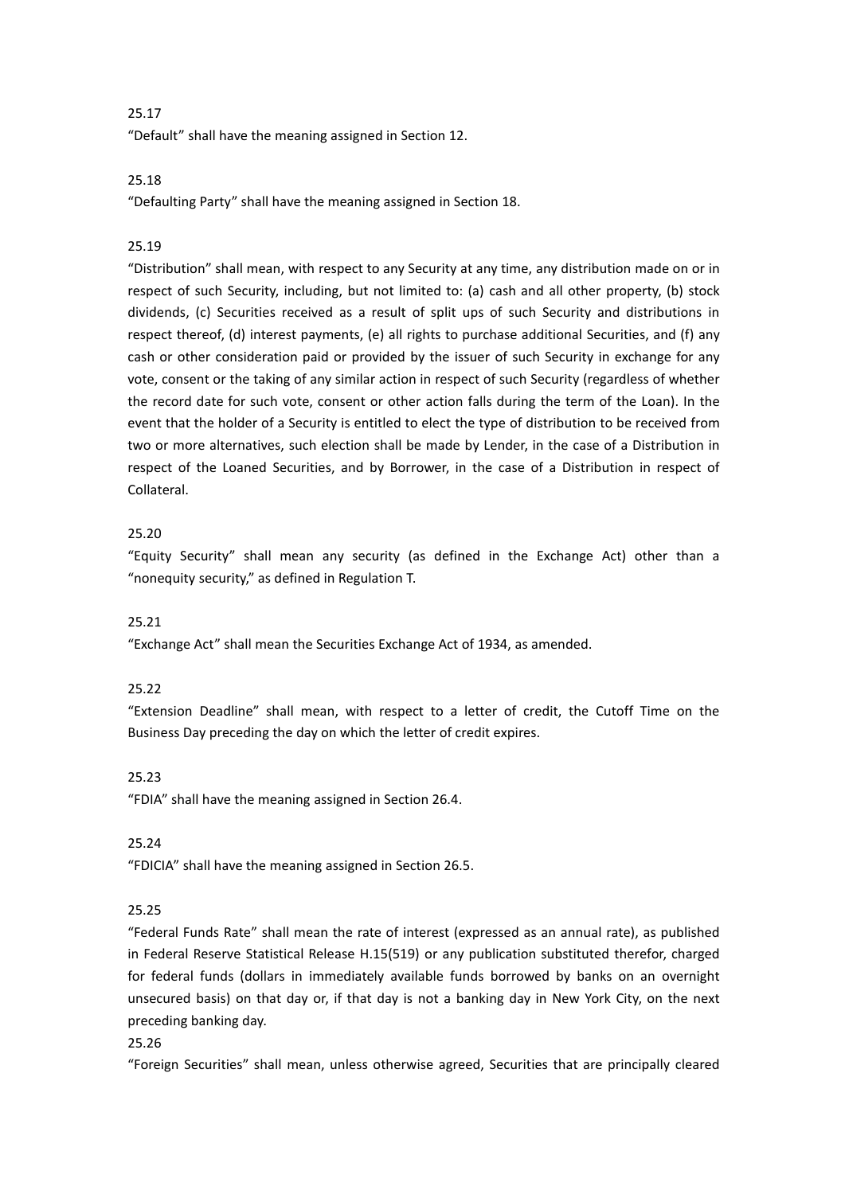25.17

"Default" shall have the meaning assigned in Section 12.

25.18

"Defaulting Party" shall have the meaning assigned in Section 18.

25.19

"Distribution" shall mean, with respect to any Security at any time, any distribution made on or in respect of such Security, including, but not limited to: (a) cash and all other property, (b) stock dividends, (c) Securities received as a result of split ups of such Security and distributions in respect thereof, (d) interest payments, (e) all rights to purchase additional Securities, and (f) any cash or other consideration paid or provided by the issuer of such Security in exchange for any vote, consent or the taking of any similar action in respect of such Security (regardless of whether the record date for such vote, consent or other action falls during the term of the Loan). In the event that the holder of a Security is entitled to elect the type of distribution to be received from two or more alternatives, such election shall be made by Lender, in the case of a Distribution in respect of the Loaned Securities, and by Borrower, in the case of a Distribution in respect of Collateral.

25.20

"Equity Security" shall mean any security (as defined in the Exchange Act) other than a "nonequity security," as defined in Regulation T.

25.21

"Exchange Act" shall mean the Securities Exchange Act of 1934, as amended.

25.22

"Extension Deadline" shall mean, with respect to a letter of credit, the Cutoff Time on the Business Day preceding the day on which the letter of credit expires.

25.23

"FDIA" shall have the meaning assigned in Section 26.4.

25.24

"FDICIA" shall have the meaning assigned in Section 26.5.

25.25

"Federal Funds Rate" shall mean the rate of interest (expressed as an annual rate), as published in Federal Reserve Statistical Release H.15(519) or any publication substituted therefor, charged for federal funds (dollars in immediately available funds borrowed by banks on an overnight unsecured basis) on that day or, if that day is not a banking day in New York City, on the next preceding banking day.

25.26

"Foreign Securities" shall mean, unless otherwise agreed, Securities that are principally cleared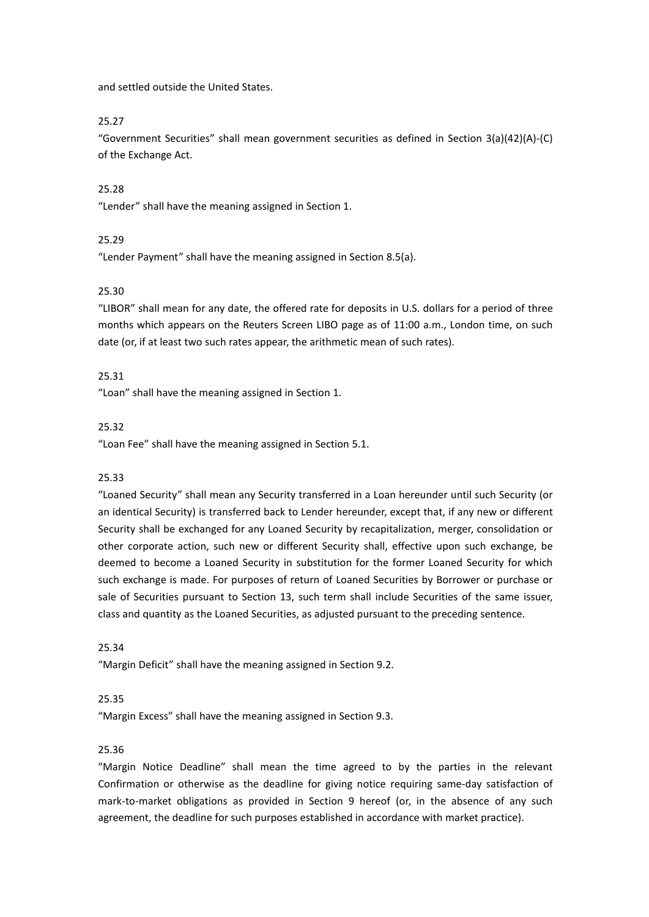and settled outside the United States.

25.27

"Government Securities" shall mean government securities as defined in Section 3(a)(42)(A)-(C) of the Exchange Act.

25.28

"Lender" shall have the meaning assigned in Section 1.

25.29

"Lender Payment" shall have the meaning assigned in Section 8.5(a).

25.30

"LIBOR" shall mean for any date, the offered rate for deposits in U.S. dollars for a period of three months which appears on the Reuters Screen LIBO page as of 11:00 a.m., London time, on such date (or, if at least two such rates appear, the arithmetic mean of such rates).

25.31

"Loan" shall have the meaning assigned in Section 1.

25.32

"Loan Fee" shall have the meaning assigned in Section 5.1.

25.33

"Loaned Security" shall mean any Security transferred in a Loan hereunder until such Security (or an identical Security) is transferred back to Lender hereunder, except that, if any new or different Security shall be exchanged for any Loaned Security by recapitalization, merger, consolidation or other corporate action, such new or different Security shall, effective upon such exchange, be deemed to become a Loaned Security in substitution for the former Loaned Security for which such exchange is made. For purposes of return of Loaned Securities by Borrower or purchase or sale of Securities pursuant to Section 13, such term shall include Securities of the same issuer, class and quantity as the Loaned Securities, as adjusted pursuant to the preceding sentence.

25.34

"Margin Deficit" shall have the meaning assigned in Section 9.2.

25.35

"Margin Excess" shall have the meaning assigned in Section 9.3.

25.36

"Margin Notice Deadline" shall mean the time agreed to by the parties in the relevant Confirmation or otherwise as the deadline for giving notice requiring same-day satisfaction of mark-to-market obligations as provided in Section 9 hereof (or, in the absence of any such agreement, the deadline for such purposes established in accordance with market practice).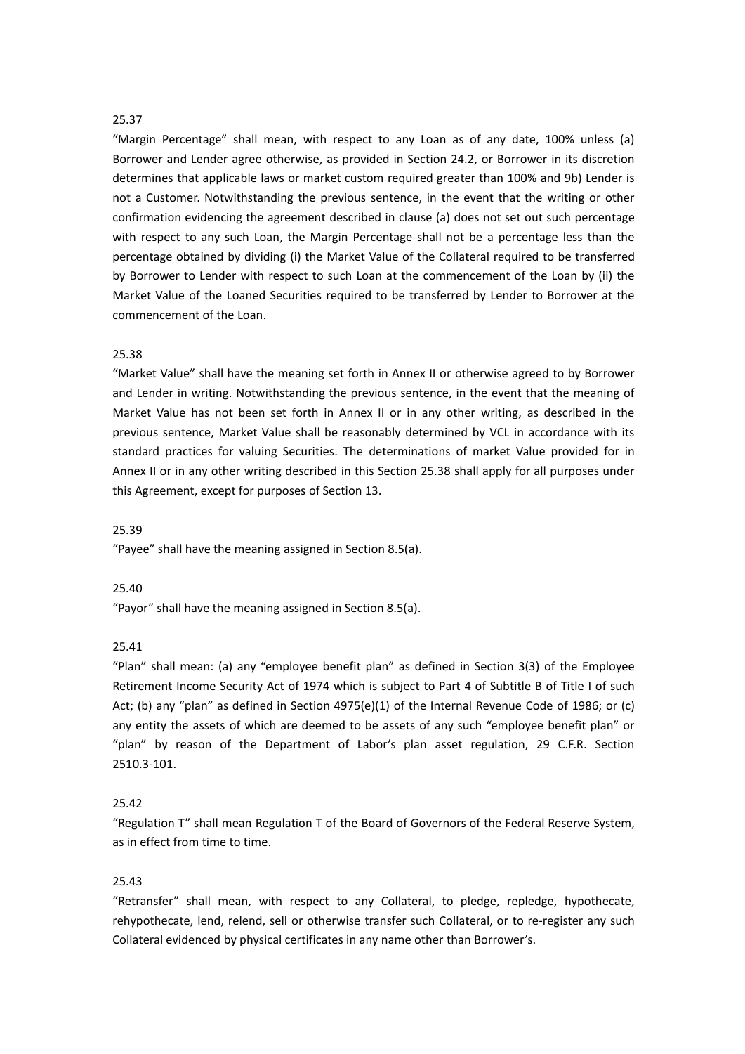25.37

"Margin Percentage" shall mean, with respect to any Loan as of any date, 100% unless (a) Borrower and Lender agree otherwise, as provided in Section 24.2, or Borrower in its discretion determines that applicable laws or market custom required greater than 100% and 9b) Lender is not a Customer. Notwithstanding the previous sentence, in the event that the writing or other confirmation evidencing the agreement described in clause (a) does not set out such percentage with respect to any such Loan, the Margin Percentage shall not be a percentage less than the percentage obtained by dividing (i) the Market Value of the Collateral required to be transferred by Borrower to Lender with respect to such Loan at the commencement of the Loan by (ii) the Market Value of the Loaned Securities required to be transferred by Lender to Borrower at the commencement of the Loan.

25.38

"Market Value" shall have the meaning set forth in Annex II or otherwise agreed to by Borrower and Lender in writing. Notwithstanding the previous sentence, in the event that the meaning of Market Value has not been set forth in Annex II or in any other writing, as described in the previous sentence, Market Value shall be reasonably determined by VCL in accordance with its standard practices for valuing Securities. The determinations of market Value provided for in Annex II or in any other writing described in this Section 25.38 shall apply for all purposes under this Agreement, except for purposes of Section 13.

25.39

"Payee" shall have the meaning assigned in Section 8.5(a).

25.40

"Payor" shall have the meaning assigned in Section 8.5(a).

25.41

"Plan" shall mean: (a) any "employee benefit plan" as defined in Section 3(3) of the Employee Retirement Income Security Act of 1974 which is subject to Part 4 of Subtitle B of Title I of such Act; (b) any "plan" as defined in Section 4975(e)(1) of the Internal Revenue Code of 1986; or (c) any entity the assets of which are deemed to be assets of any such "employee benefit plan" or "plan" by reason of the Department of Labor's plan asset regulation, 29 C.F.R. Section 2510.3-101.

25.42

"Regulation T" shall mean Regulation T of the Board of Governors of the Federal Reserve System, as in effect from time to time.

25.43

"Retransfer" shall mean, with respect to any Collateral, to pledge, repledge, hypothecate, rehypothecate, lend, relend, sell or otherwise transfer such Collateral, or to re-register any such Collateral evidenced by physical certificates in any name other than Borrower's.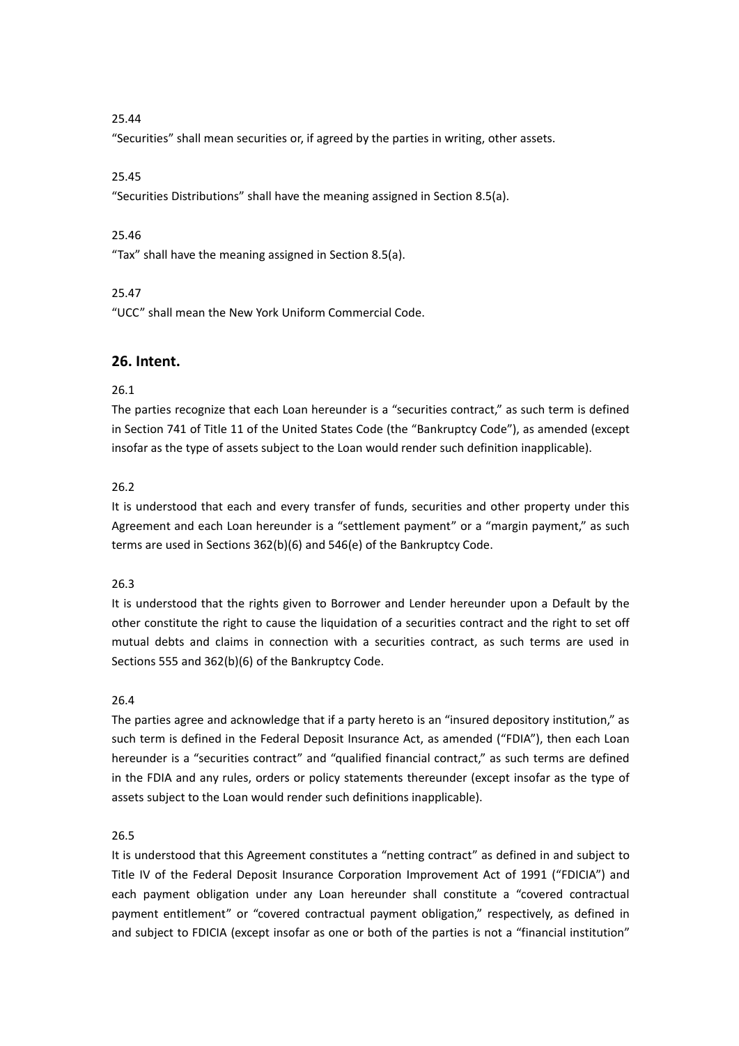25.44

"Securities" shall mean securities or, if agreed by the parties in writing, other assets.

25.45

"Securities Distributions" shall have the meaning assigned in Section 8.5(a).

25.46

"Tax" shall have the meaning assigned in Section 8.5(a).

25.47

"UCC" shall mean the New York Uniform Commercial Code.

## 26. Intent.

26.1

The parties recognize that each Loan hereunder is a "securities contract," as such term is defined in Section 741 of Title 11 of the United States Code (the "Bankruptcy Code"), as amended (except insofar as the type of assets subject to the Loan would render such definition inapplicable).

26.2

It is understood that each and every transfer of funds, securities and other property under this Agreement and each Loan hereunder is a "settlement payment" or a "margin payment," as such terms are used in Sections 362(b)(6) and 546(e) of the Bankruptcy Code.

26.3

It is understood that the rights given to Borrower and Lender hereunder upon a Default by the other constitute the right to cause the liquidation of a securities contract and the right to set off mutual debts and claims in connection with a securities contract, as such terms are used in Sections 555 and 362(b)(6) of the Bankruptcy Code.

26.4

The parties agree and acknowledge that if a party hereto is an "insured depository institution," as such term is defined in the Federal Deposit Insurance Act, as amended ("FDIA"), then each Loan hereunder is a "securities contract" and "qualified financial contract," as such terms are defined in the FDIA and any rules, orders or policy statements thereunder (except insofar as the type of assets subject to the Loan would render such definitions inapplicable).

26.5

It is understood that this Agreement constitutes a "netting contract" as defined in and subject to Title IV of the Federal Deposit Insurance Corporation Improvement Act of 1991 ("FDICIA") and each payment obligation under any Loan hereunder shall constitute a "covered contractual payment entitlement" or "covered contractual payment obligation," respectively, as defined in and subject to FDICIA (except insofar as one or both of the parties is not a "financial institution"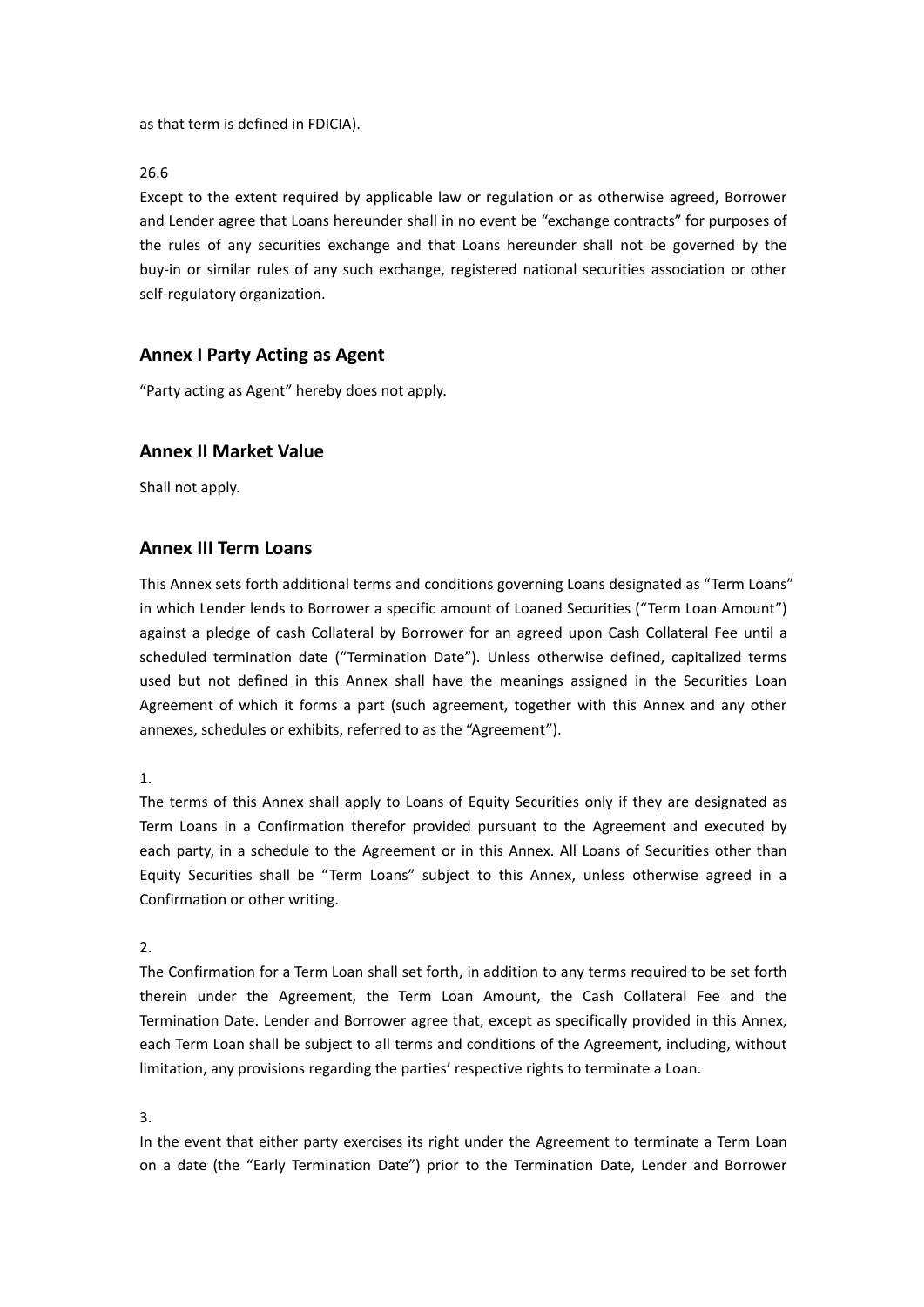as that term is defined in FDICIA).

26.6

Except to the extent required by applicable law or regulation or as otherwise agreed, Borrower and Lender agree that Loans hereunder shall in no event be "exchange contracts" for purposes of the rules of any securities exchange and that Loans hereunder shall not be governed by the buy-in or similar rules of any such exchange, registered national securities association or other self-regulatory organization.

## Annex I Party Acting as Agent

"Party acting as Agent" hereby does not apply.

## Annex II Market Value

Shall not apply.

## Annex III Term Loans

This Annex sets forth additional terms and conditions governing Loans designated as "Term Loans" in which Lender lends to Borrower a specific amount of Loaned Securities ("Term Loan Amount") against a pledge of cash Collateral by Borrower for an agreed upon Cash Collateral Fee until a scheduled termination date ("Termination Date"). Unless otherwise defined, capitalized terms used but not defined in this Annex shall have the meanings assigned in the Securities Loan Agreement of which it forms a part (such agreement, together with this Annex and any other annexes, schedules or exhibits, referred to as the "Agreement").

1.

The terms of this Annex shall apply to Loans of Equity Securities only if they are designated as Term Loans in a Confirmation therefor provided pursuant to the Agreement and executed by each party, in a schedule to the Agreement or in this Annex. All Loans of Securities other than Equity Securities shall be "Term Loans" subject to this Annex, unless otherwise agreed in a Confirmation or other writing.

2.

The Confirmation for a Term Loan shall set forth, in addition to any terms required to be set forth therein under the Agreement, the Term Loan Amount, the Cash Collateral Fee and the Termination Date. Lender and Borrower agree that, except as specifically provided in this Annex, each Term Loan shall be subject to all terms and conditions of the Agreement, including, without limitation, any provisions regarding the parties' respective rights to terminate a Loan.

3.

In the event that either party exercises its right under the Agreement to terminate a Term Loan on a date (the "Early Termination Date") prior to the Termination Date, Lender and Borrower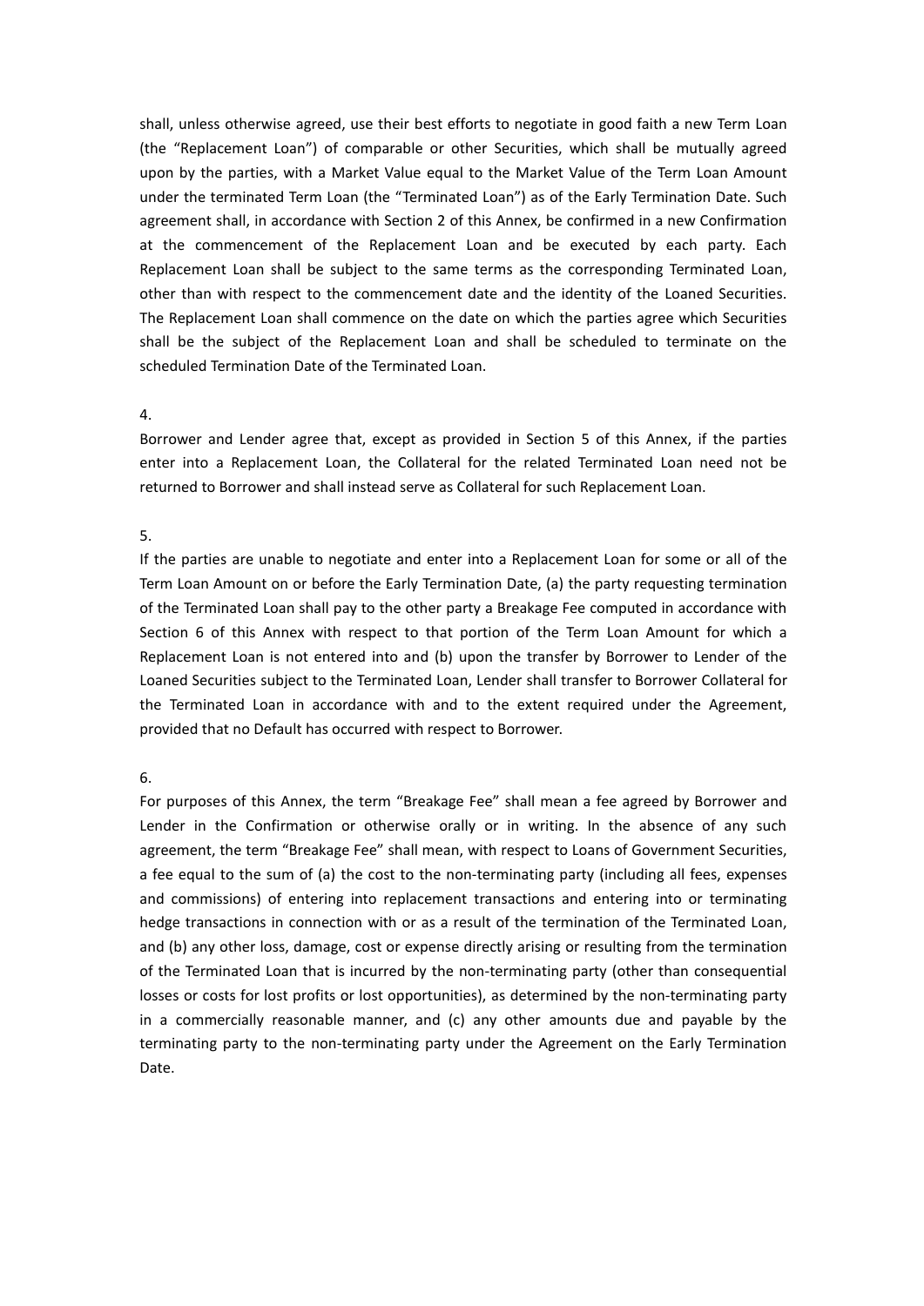shall, unless otherwise agreed, use their best efforts to negotiate in good faith a new Term Loan (the "Replacement Loan") of comparable or other Securities, which shall be mutually agreed upon by the parties, with a Market Value equal to the Market Value of the Term Loan Amount under the terminated Term Loan (the "Terminated Loan") as of the Early Termination Date. Such agreement shall, in accordance with Section 2 of this Annex, be confirmed in a new Confirmation at the commencement of the Replacement Loan and be executed by each party. Each Replacement Loan shall be subject to the same terms as the corresponding Terminated Loan, other than with respect to the commencement date and the identity of the Loaned Securities. The Replacement Loan shall commence on the date on which the parties agree which Securities shall be the subject of the Replacement Loan and shall be scheduled to terminate on the scheduled Termination Date of the Terminated Loan.

4.

Borrower and Lender agree that, except as provided in Section 5 of this Annex, if the parties enter into a Replacement Loan, the Collateral for the related Terminated Loan need not be returned to Borrower and shall instead serve as Collateral for such Replacement Loan.

5.

If the parties are unable to negotiate and enter into a Replacement Loan for some or all of the Term Loan Amount on or before the Early Termination Date, (a) the party requesting termination of the Terminated Loan shall pay to the other party a Breakage Fee computed in accordance with Section 6 of this Annex with respect to that portion of the Term Loan Amount for which a Replacement Loan is not entered into and (b) upon the transfer by Borrower to Lender of the Loaned Securities subject to the Terminated Loan, Lender shall transfer to Borrower Collateral for the Terminated Loan in accordance with and to the extent required under the Agreement, provided that no Default has occurred with respect to Borrower.

6.

For purposes of this Annex, the term "Breakage Fee" shall mean a fee agreed by Borrower and Lender in the Confirmation or otherwise orally or in writing. In the absence of any such agreement, the term "Breakage Fee" shall mean, with respect to Loans of Government Securities, a fee equal to the sum of (a) the cost to the non-terminating party (including all fees, expenses and commissions) of entering into replacement transactions and entering into or terminating hedge transactions in connection with or as a result of the termination of the Terminated Loan, and (b) any other loss, damage, cost or expense directly arising or resulting from the termination of the Terminated Loan that is incurred by the non-terminating party (other than consequential losses or costs for lost profits or lost opportunities), as determined by the non-terminating party in a commercially reasonable manner, and (c) any other amounts due and payable by the terminating party to the non-terminating party under the Agreement on the Early Termination Date.